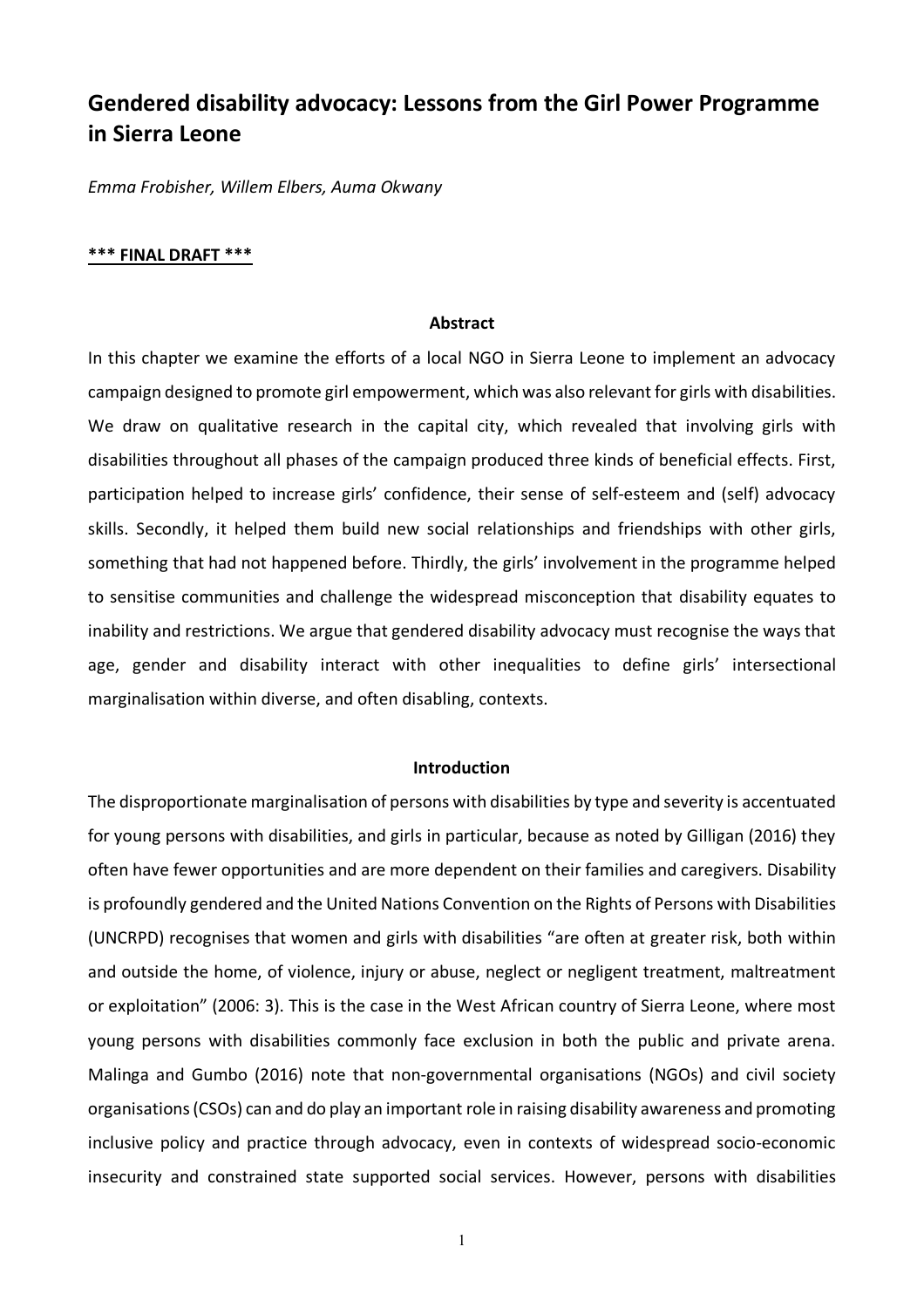# Gendered disability advocacy: Lessons from the Girl Power Programme in Sierra Leone

*Emma Frobisher, Willem Elbers, Auma Okwany*

**\*\*\* FINAL DRAFT \*\*\***

## Abstract

In this chapter we examine the efforts of a local NGO in Sierra Leone to implement an advocacy campaign designed to promote girl empowerment, which was also relevant for girls with disabilities. We draw on qualitative research in the capital city, which revealed that involving girls with disabilities throughout all phases of the campaign produced three kinds of beneficial effects. First, participation helped to increase girls' confidence, their sense of self-esteem and (self) advocacy skills. Secondly, it helped them build new social relationships and friendships with other girls, something that had not happened before. Thirdly, the girls' involvement in the programme helped to sensitise communities and challenge the widespread misconception that disability equates to inability and restrictions. We argue that gendered disability advocacy must recognise the ways that age, gender and disability interact with other inequalities to define girls' intersectional marginalisation within diverse, and often disabling, contexts.

## Introduction

The disproportionate marginalisation of persons with disabilities by type and severity is accentuated for young persons with disabilities, and girls in particular, because as noted by Gilligan (2016) they often have fewer opportunities and are more dependent on their families and caregivers. Disability is profoundly gendered and the United Nations Convention on the Rights of Persons with Disabilities (UNCRPD) recognises that women and girls with disabilities "are often at greater risk, both within and outside the home, of violence, injury or abuse, neglect or negligent treatment, maltreatment or exploitation" (2006: 3). This is the case in the West African country of Sierra Leone, where most young persons with disabilities commonly face exclusion in both the public and private arena. Malinga and Gumbo (2016) note that non-governmental organisations (NGOs) and civil society organisations (CSOs) can and do play an important role in raising disability awareness and promoting inclusive policy and practice through advocacy, even in contexts of widespread socio-economic insecurity and constrained state supported social services. However, persons with disabilities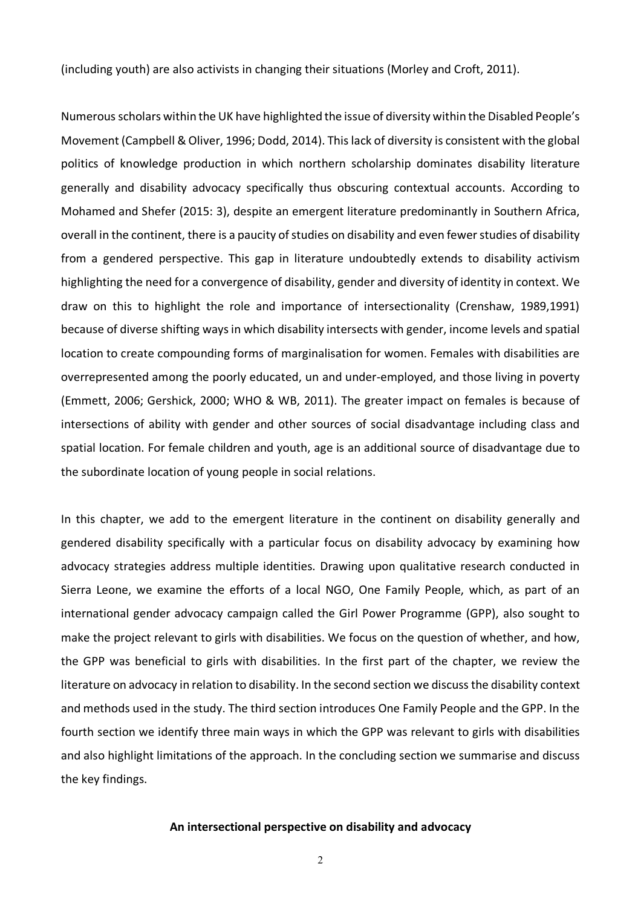(including youth) are also activists in changing their situations (Morley and Croft, 2011).

Numerous scholars within the UK have highlighted the issue of diversity within the Disabled People's Movement (Campbell & Oliver, 1996; Dodd, 2014). This lack of diversity is consistent with the global politics of knowledge production in which northern scholarship dominates disability literature generally and disability advocacy specifically thus obscuring contextual accounts. According to Mohamed and Shefer (2015: 3), despite an emergent literature predominantly in Southern Africa, overall in the continent, there is a paucity of studies on disability and even fewer studies of disability from a gendered perspective. This gap in literature undoubtedly extends to disability activism highlighting the need for a convergence of disability, gender and diversity of identity in context. We draw on this to highlight the role and importance of intersectionality (Crenshaw, 1989,1991) because of diverse shifting ways in which disability intersects with gender, income levels and spatial location to create compounding forms of marginalisation for women. Females with disabilities are overrepresented among the poorly educated, un and under-employed, and those living in poverty (Emmett, 2006; Gershick, 2000; WHO & WB, 2011). The greater impact on females is because of intersections of ability with gender and other sources of social disadvantage including class and spatial location. For female children and youth, age is an additional source of disadvantage due to the subordinate location of young people in social relations.

In this chapter, we add to the emergent literature in the continent on disability generally and gendered disability specifically with a particular focus on disability advocacy by examining how advocacy strategies address multiple identities. Drawing upon qualitative research conducted in Sierra Leone, we examine the efforts of a local NGO, One Family People, which, as part of an international gender advocacy campaign called the Girl Power Programme (GPP), also sought to make the project relevant to girls with disabilities. We focus on the question of whether, and how, the GPP was beneficial to girls with disabilities. In the first part of the chapter, we review the literature on advocacy in relation to disability. In the second section we discuss the disability context and methods used in the study. The third section introduces One Family People and the GPP. In the fourth section we identify three main ways in which the GPP was relevant to girls with disabilities and also highlight limitations of the approach. In the concluding section we summarise and discuss the key findings.

## An intersectional perspective on disability and advocacy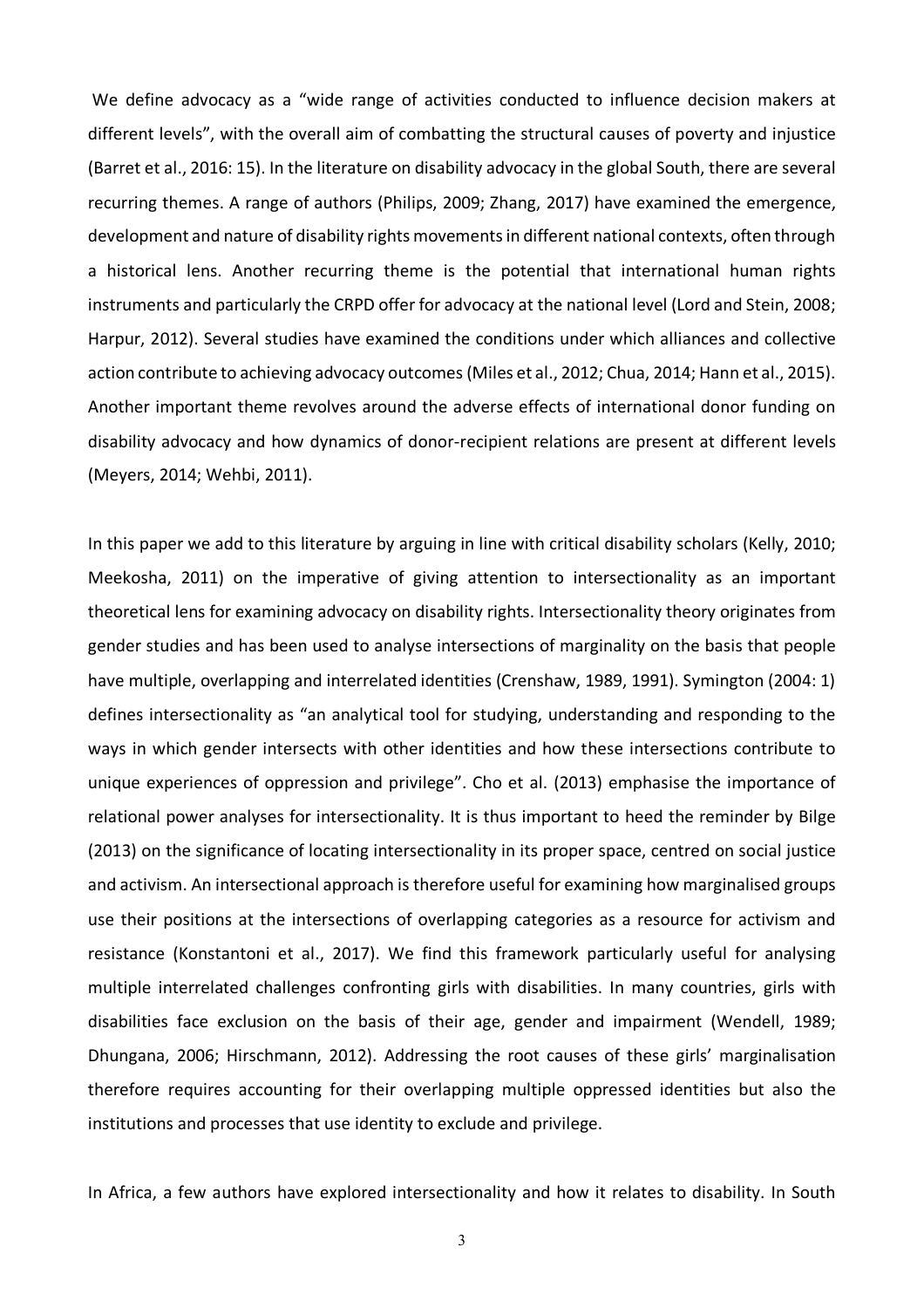We define advocacy as a "wide range of activities conducted to influence decision makers at different levels", with the overall aim of combatting the structural causes of poverty and injustice (Barret et al., 2016: 15). In the literature on disability advocacy in the global South, there are several recurring themes. A range of authors (Philips, 2009; Zhang, 2017) have examined the emergence, development and nature of disability rights movements in different national contexts, often through a historical lens. Another recurring theme is the potential that international human rights instruments and particularly the CRPD offer for advocacy at the national level (Lord and Stein, 2008; Harpur, 2012). Several studies have examined the conditions under which alliances and collective action contribute to achieving advocacy outcomes (Miles et al., 2012; Chua, 2014; Hann et al., 2015). Another important theme revolves around the adverse effects of international donor funding on disability advocacy and how dynamics of donor-recipient relations are present at different levels (Meyers, 2014; Wehbi, 2011).

In this paper we add to this literature by arguing in line with critical disability scholars (Kelly, 2010; Meekosha, 2011) on the imperative of giving attention to intersectionality as an important theoretical lens for examining advocacy on disability rights. Intersectionality theory originates from gender studies and has been used to analyse intersections of marginality on the basis that people have multiple, overlapping and interrelated identities (Crenshaw, 1989, 1991). Symington (2004: 1) defines intersectionality as "an analytical tool for studying, understanding and responding to the ways in which gender intersects with other identities and how these intersections contribute to unique experiences of oppression and privilege". Cho et al. (2013) emphasise the importance of relational power analyses for intersectionality. It is thus important to heed the reminder by Bilge (2013) on the significance of locating intersectionality in its proper space, centred on social justice and activism. An intersectional approach is therefore useful for examining how marginalised groups use their positions at the intersections of overlapping categories as a resource for activism and resistance (Konstantoni et al., 2017). We find this framework particularly useful for analysing multiple interrelated challenges confronting girls with disabilities. In many countries, girls with disabilities face exclusion on the basis of their age, gender and impairment (Wendell, 1989; Dhungana, 2006; Hirschmann, 2012). Addressing the root causes of these girls' marginalisation therefore requires accounting for their overlapping multiple oppressed identities but also the institutions and processes that use identity to exclude and privilege.

In Africa, a few authors have explored intersectionality and how it relates to disability. In South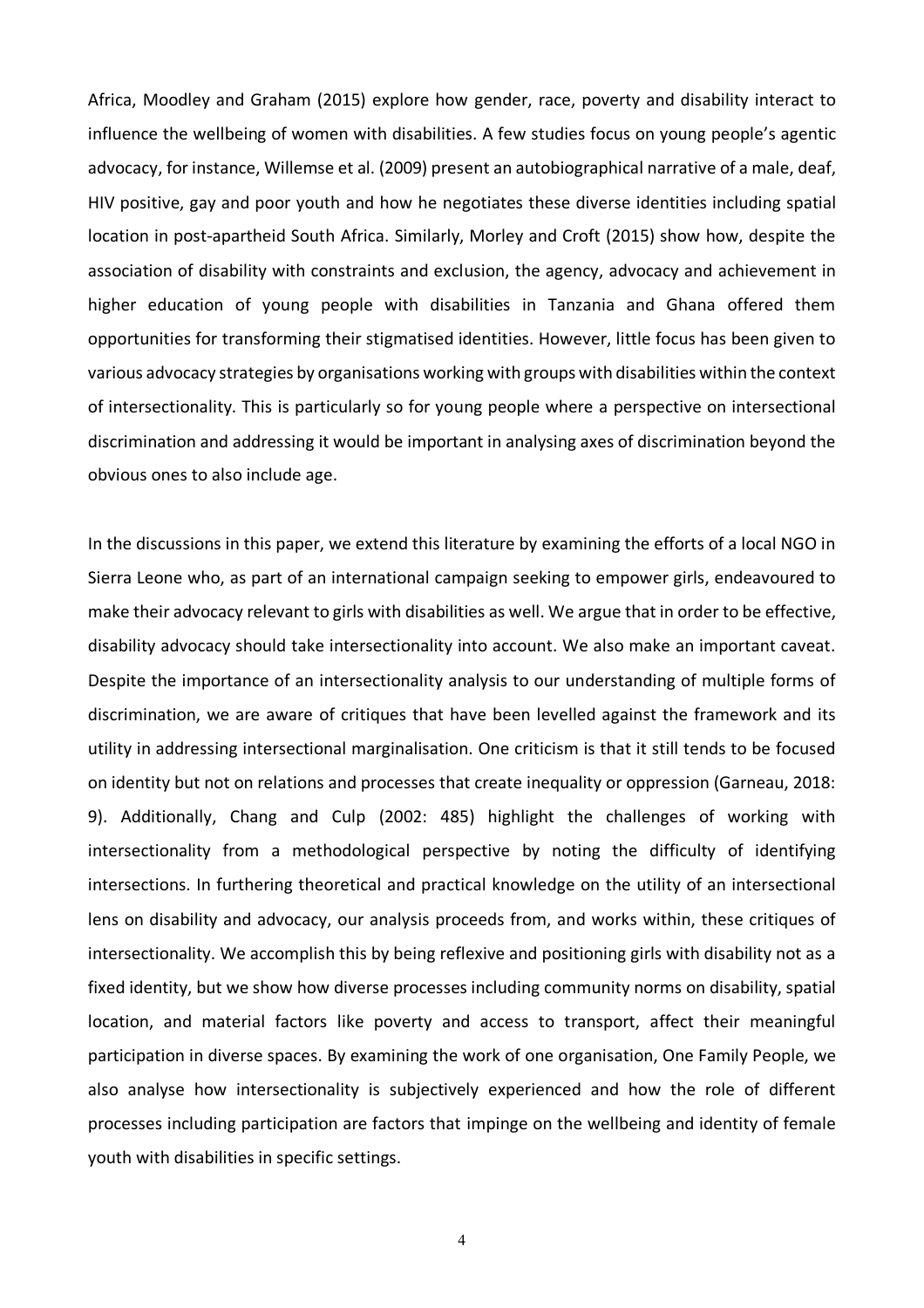Africa, Moodley and Graham (2015) explore how gender, race, poverty and disability interact to influence the wellbeing of women with disabilities. A few studies focus on young people's agentic advocacy, for instance, Willemse et al. (2009) present an autobiographical narrative of a male, deaf, HIV positive, gay and poor youth and how he negotiates these diverse identities including spatial location in post-apartheid South Africa. Similarly, Morley and Croft (2015) show how, despite the association of disability with constraints and exclusion, the agency, advocacy and achievement in higher education of young people with disabilities in Tanzania and Ghana offered them opportunities for transforming their stigmatised identities. However, little focus has been given to various advocacy strategies by organisations working with groups with disabilities within the context of intersectionality. This is particularly so for young people where a perspective on intersectional discrimination and addressing it would be important in analysing axes of discrimination beyond the obvious ones to also include age.

In the discussions in this paper, we extend this literature by examining the efforts of a local NGO in Sierra Leone who, as part of an international campaign seeking to empower girls, endeavoured to make their advocacy relevant to girls with disabilities as well. We argue that in order to be effective, disability advocacy should take intersectionality into account. We also make an important caveat. Despite the importance of an intersectionality analysis to our understanding of multiple forms of discrimination, we are aware of critiques that have been levelled against the framework and its utility in addressing intersectional marginalisation. One criticism is that it still tends to be focused on identity but not on relations and processes that create inequality or oppression (Garneau, 2018: 9). Additionally, Chang and Culp (2002: 485) highlight the challenges of working with intersectionality from a methodological perspective by noting the difficulty of identifying intersections. In furthering theoretical and practical knowledge on the utility of an intersectional lens on disability and advocacy, our analysis proceeds from, and works within, these critiques of intersectionality. We accomplish this by being reflexive and positioning girls with disability not as a fixed identity, but we show how diverse processes including community norms on disability, spatial location, and material factors like poverty and access to transport, affect their meaningful participation in diverse spaces. By examining the work of one organisation, One Family People, we also analyse how intersectionality is subjectively experienced and how the role of different processes including participation are factors that impinge on the wellbeing and identity of female youth with disabilities in specific settings.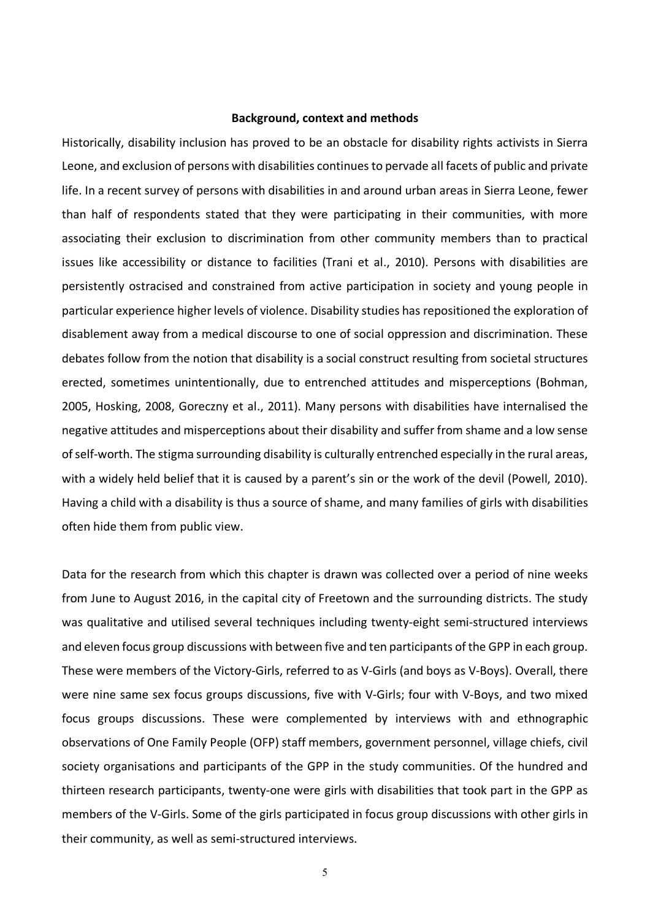**Background, context and methods**

Historically, disability inclusion has proved to be an obstacle for disability rights activists in Sierra Leone, and exclusion of persons with disabilities continues to pervade all facets of public and private life. In a recent survey of persons with disabilities in and around urban areas in Sierra Leone, fewer than half of respondents stated that they were participating in their communities, with more associating their exclusion to discrimination from other community members than to practical issues like accessibility or distance to facilities (Trani et al., 2010). Persons with disabilities are persistently ostracised and constrained from active participation in society and young people in particular experience higher levels of violence. Disability studies has repositioned the exploration of disablement away from a medical discourse to one of social oppression and discrimination. These debates follow from the notion that disability is a social construct resulting from societal structures erected, sometimes unintentionally, due to entrenched attitudes and misperceptions (Bohman, 2005, Hosking, 2008, Goreczny et al., 2011). Many persons with disabilities have internalised the negative attitudes and misperceptions about their disability and suffer from shame and a low sense of self-worth. The stigma surrounding disability is culturally entrenched especially in the rural areas, with a widely held belief that it is caused by a parent's sin or the work of the devil (Powell, 2010). Having a child with a disability is thus a source of shame, and many families of girls with disabilities often hide them from public view.

Data for the research from which this chapter is drawn was collected over a period of nine weeks from June to August 2016, in the capital city of Freetown and the surrounding districts. The study was qualitative and utilised several techniques including twenty-eight semi-structured interviews and eleven focus group discussions with between five and ten participants of the GPP in each group. These were members of the Victory-Girls, referred to as V-Girls (and boys as V-Boys). Overall, there were nine same sex focus groups discussions, five with V-Girls; four with V-Boys, and two mixed focus groups discussions. These were complemented by interviews with and ethnographic observations of One Family People (OFP) staff members, government personnel, village chiefs, civil society organisations and participants of the GPP in the study communities. Of the hundred and thirteen research participants, twenty-one were girls with disabilities that took part in the GPP as members of the V-Girls. Some of the girls participated in focus group discussions with other girls in their community, as well as semi-structured interviews.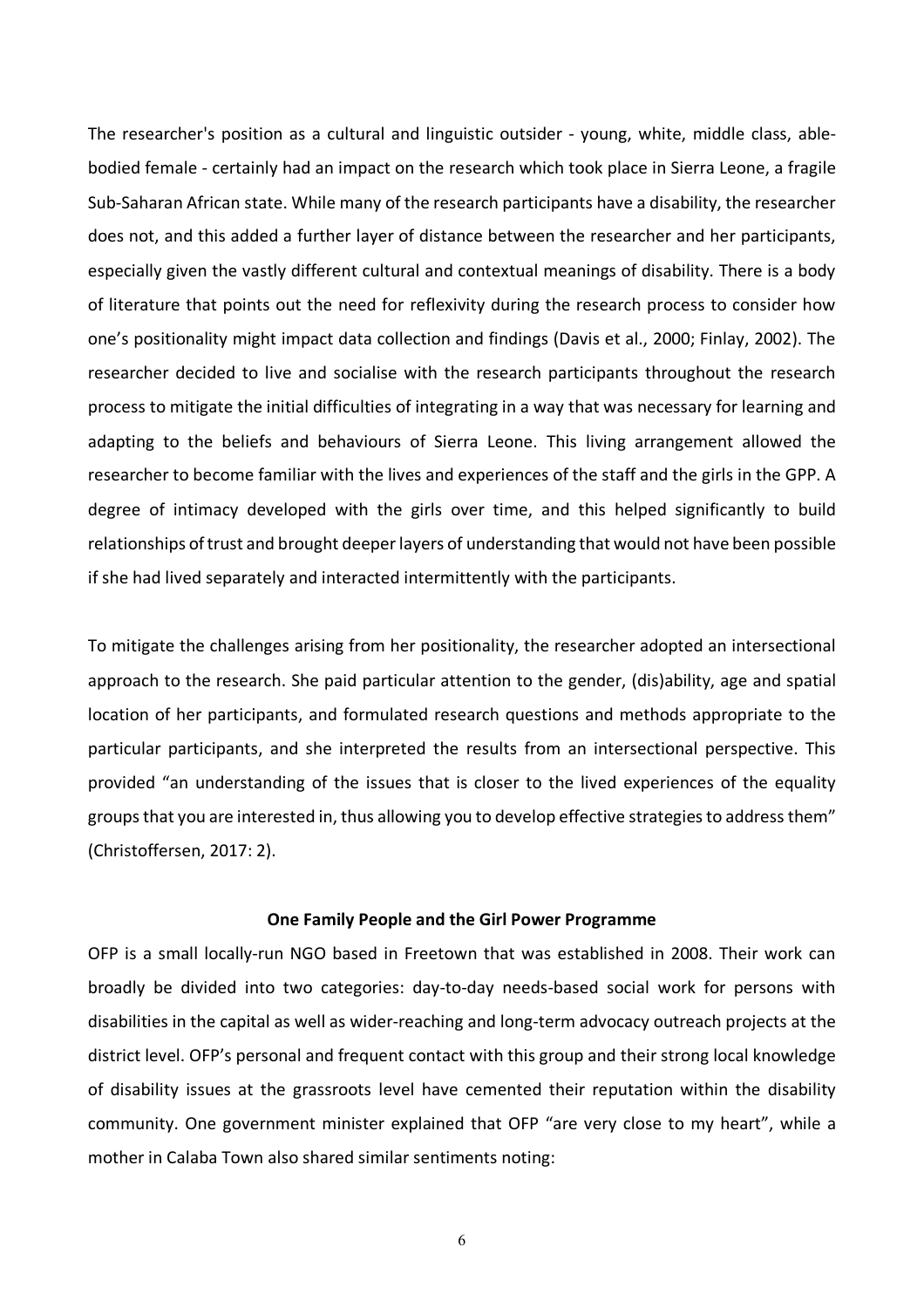The researcher's position as a cultural and linguistic outsider - young, white, middle class, able-bodied female - certainly had an impact on the research which took place in Sierra Leone, a fragile Sub-Saharan African state. While many of the research participants have a disability, the researcher does not, and this added a further layer of distance between the researcher and her participants, especially given the vastly different cultural and contextual meanings of disability. There is a body of literature that points out the need for reflexivity during the research process to consider how one's positionality might impact data collection and findings (Davis et al., 2000; Finlay, 2002). The researcher decided to live and socialise with the research participants throughout the research process to mitigate the initial difficulties of integrating in a way that was necessary for learning and adapting to the beliefs and behaviours of Sierra Leone. This living arrangement allowed the researcher to become familiar with the lives and experiences of the staff and the girls in the GPP. A degree of intimacy developed with the girls over time, and this helped significantly to build relationships of trust and brought deeper layers of understanding that would not have been possible if she had lived separately and interacted intermittently with the participants.

To mitigate the challenges arising from her positionality, the researcher adopted an intersectional approach to the research. She paid particular attention to the gender, (dis)ability, age and spatial location of her participants, and formulated research questions and methods appropriate to the particular participants, and she interpreted the results from an intersectional perspective. This provided "an understanding of the issues that is closer to the lived experiences of the equality groups that you are interested in, thus allowing you to develop effective strategies to address them" (Christoffersen, 2017: 2).

## One Family People and the Girl Power Programme

OFP is a small locally-run NGO based in Freetown that was established in 2008. Their work can broadly be divided into two categories: day-to-day needs-based social work for persons with disabilities in the capital as well as wider-reaching and long-term advocacy outreach projects at the district level. OFP's personal and frequent contact with this group and their strong local knowledge of disability issues at the grassroots level have cemented their reputation within the disability community. One government minister explained that OFP "are very close to my heart", while a mother in Calaba Town also shared similar sentiments noting: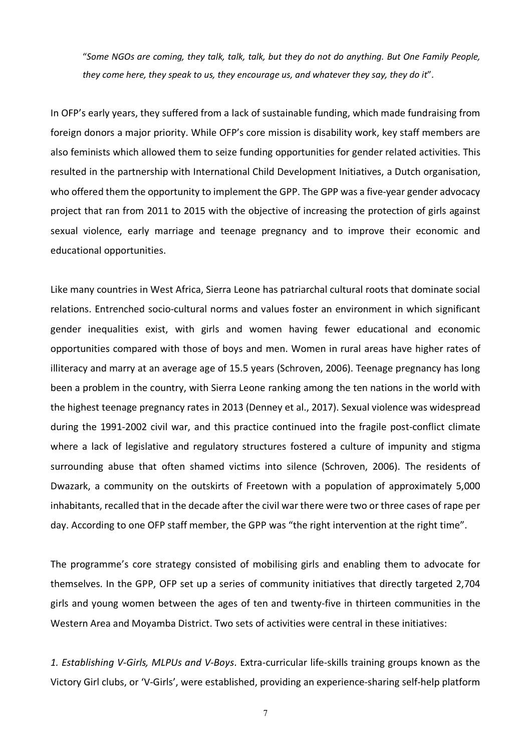"*Some NGOs are coming, they talk, talk, talk, but they do not do anything. But One Family People, they come here, they speak to us, they encourage us, and whatever they say, they do it*".

In OFP's early years, they suffered from a lack of sustainable funding, which made fundraising from foreign donors a major priority. While OFP's core mission is disability work, key staff members are also feminists which allowed them to seize funding opportunities for gender related activities. This resulted in the partnership with International Child Development Initiatives, a Dutch organisation, who offered them the opportunity to implement the GPP. The GPP was a five-year gender advocacy project that ran from 2011 to 2015 with the objective of increasing the protection of girls against sexual violence, early marriage and teenage pregnancy and to improve their economic and educational opportunities.

Like many countries in West Africa, Sierra Leone has patriarchal cultural roots that dominate social relations. Entrenched socio-cultural norms and values foster an environment in which significant gender inequalities exist, with girls and women having fewer educational and economic opportunities compared with those of boys and men. Women in rural areas have higher rates of illiteracy and marry at an average age of 15.5 years (Schroven, 2006). Teenage pregnancy has long been a problem in the country, with Sierra Leone ranking among the ten nations in the world with the highest teenage pregnancy rates in 2013 (Denney et al., 2017). Sexual violence was widespread during the 1991-2002 civil war, and this practice continued into the fragile post-conflict climate where a lack of legislative and regulatory structures fostered a culture of impunity and stigma surrounding abuse that often shamed victims into silence (Schroven, 2006). The residents of Dwazark, a community on the outskirts of Freetown with a population of approximately 5,000 inhabitants, recalled that in the decade after the civil war there were two or three cases of rape per day. According to one OFP staff member, the GPP was "the right intervention at the right time".

The programme's core strategy consisted of mobilising girls and enabling them to advocate for themselves. In the GPP, OFP set up a series of community initiatives that directly targeted 2,704 girls and young women between the ages of ten and twenty-five in thirteen communities in the Western Area and Moyamba District. Two sets of activities were central in these initiatives:

*1. Establishing V-Girls, MLPUs and V-Boys*. Extra-curricular life-skills training groups known as the Victory Girl clubs, or 'V-Girls', were established, providing an experience-sharing self-help platform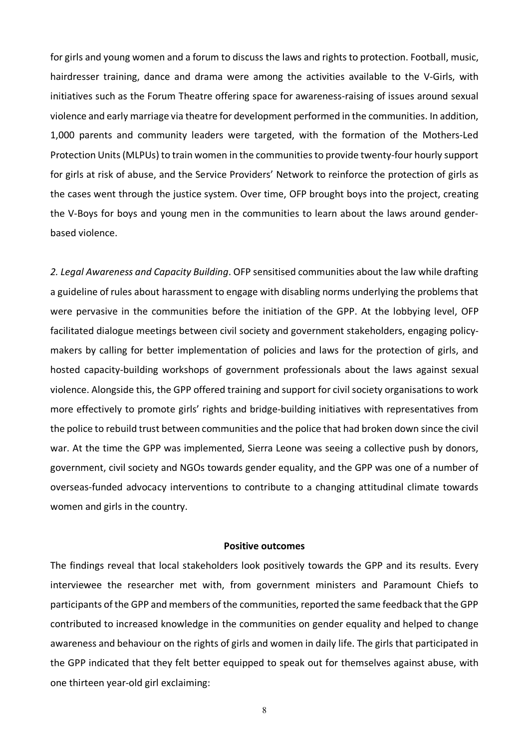for girls and young women and a forum to discuss the laws and rights to protection. Football, music, hairdresser training, dance and drama were among the activities available to the V-Girls, with initiatives such as the Forum Theatre offering space for awareness-raising of issues around sexual violence and early marriage via theatre for development performed in the communities. In addition, 1,000 parents and community leaders were targeted, with the formation of the Mothers-Led Protection Units (MLPUs) to train women in the communities to provide twenty-four hourly support for girls at risk of abuse, and the Service Providers' Network to reinforce the protection of girls as the cases went through the justice system. Over time, OFP brought boys into the project, creating the V-Boys for boys and young men in the communities to learn about the laws around gender-based violence.

*2. Legal Awareness and Capacity Building*. OFP sensitised communities about the law while drafting a guideline of rules about harassment to engage with disabling norms underlying the problems that were pervasive in the communities before the initiation of the GPP. At the lobbying level, OFP facilitated dialogue meetings between civil society and government stakeholders, engaging policy-makers by calling for better implementation of policies and laws for the protection of girls, and hosted capacity-building workshops of government professionals about the laws against sexual violence. Alongside this, the GPP offered training and support for civil society organisations to work more effectively to promote girls' rights and bridge-building initiatives with representatives from the police to rebuild trust between communities and the police that had broken down since the civil war. At the time the GPP was implemented, Sierra Leone was seeing a collective push by donors, government, civil society and NGOs towards gender equality, and the GPP was one of a number of overseas-funded advocacy interventions to contribute to a changing attitudinal climate towards women and girls in the country.

**Positive outcomes**

The findings reveal that local stakeholders look positively towards the GPP and its results. Every interviewee the researcher met with, from government ministers and Paramount Chiefs to participants of the GPP and members of the communities, reported the same feedback that the GPP contributed to increased knowledge in the communities on gender equality and helped to change awareness and behaviour on the rights of girls and women in daily life. The girls that participated in the GPP indicated that they felt better equipped to speak out for themselves against abuse, with one thirteen year-old girl exclaiming: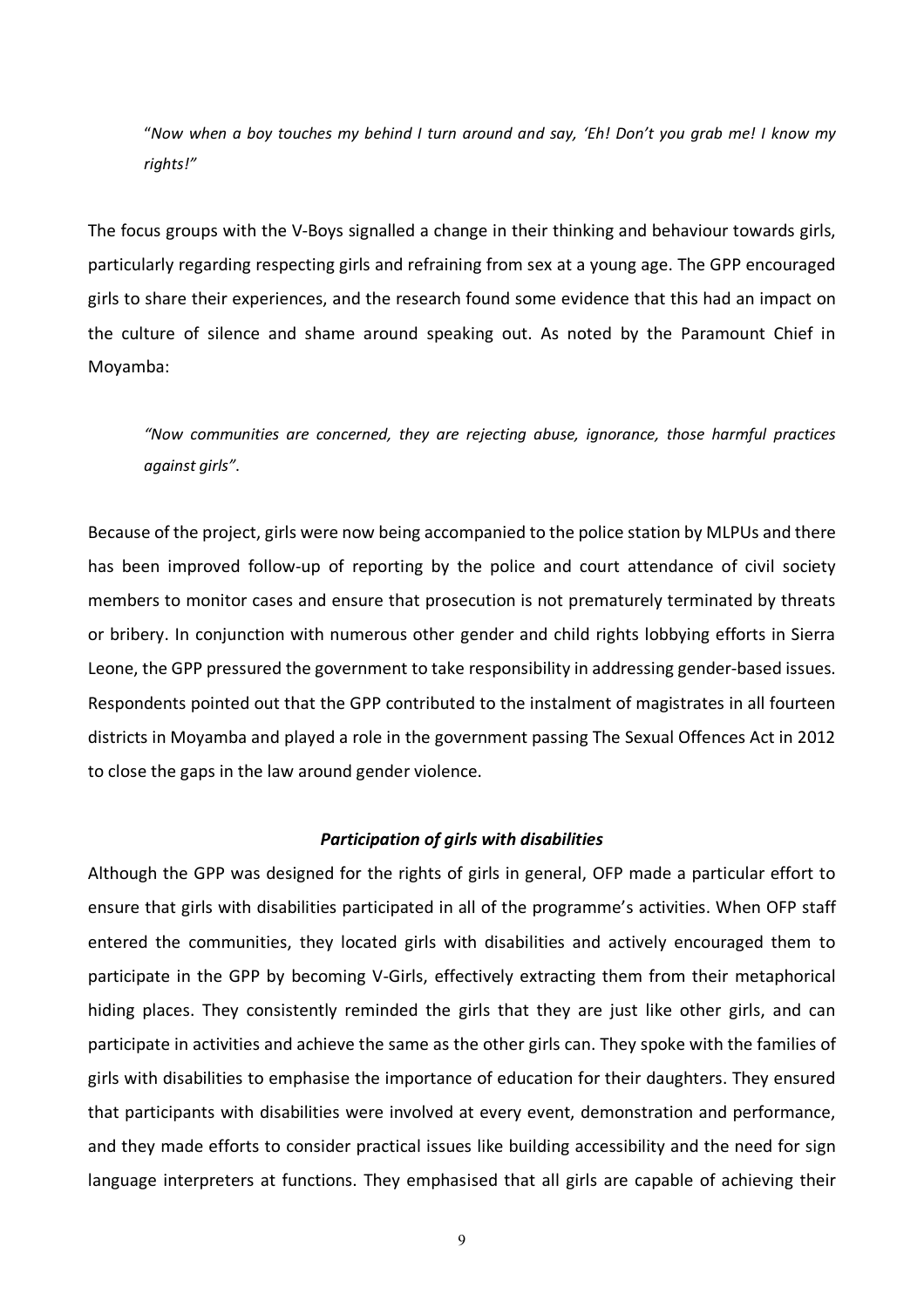"*Now when a boy touches my behind I turn around and say, 'Eh! Don't you grab me! I know my rights!"*

The focus groups with the V-Boys signalled a change in their thinking and behaviour towards girls, particularly regarding respecting girls and refraining from sex at a young age. The GPP encouraged girls to share their experiences, and the research found some evidence that this had an impact on the culture of silence and shame around speaking out. As noted by the Paramount Chief in Moyamba:

*"Now communities are concerned, they are rejecting abuse, ignorance, those harmful practices against girls".*

Because of the project, girls were now being accompanied to the police station by MLPUs and there has been improved follow-up of reporting by the police and court attendance of civil society members to monitor cases and ensure that prosecution is not prematurely terminated by threats or bribery. In conjunction with numerous other gender and child rights lobbying efforts in Sierra Leone, the GPP pressured the government to take responsibility in addressing gender-based issues. Respondents pointed out that the GPP contributed to the instalment of magistrates in all fourteen districts in Moyamba and played a role in the government passing The Sexual Offences Act in 2012 to close the gaps in the law around gender violence.

### *Participation of girls with disabilities*

Although the GPP was designed for the rights of girls in general, OFP made a particular effort to ensure that girls with disabilities participated in all of the programme's activities. When OFP staff entered the communities, they located girls with disabilities and actively encouraged them to participate in the GPP by becoming V-Girls, effectively extracting them from their metaphorical hiding places. They consistently reminded the girls that they are just like other girls, and can participate in activities and achieve the same as the other girls can. They spoke with the families of girls with disabilities to emphasise the importance of education for their daughters. They ensured that participants with disabilities were involved at every event, demonstration and performance, and they made efforts to consider practical issues like building accessibility and the need for sign language interpreters at functions. They emphasised that all girls are capable of achieving their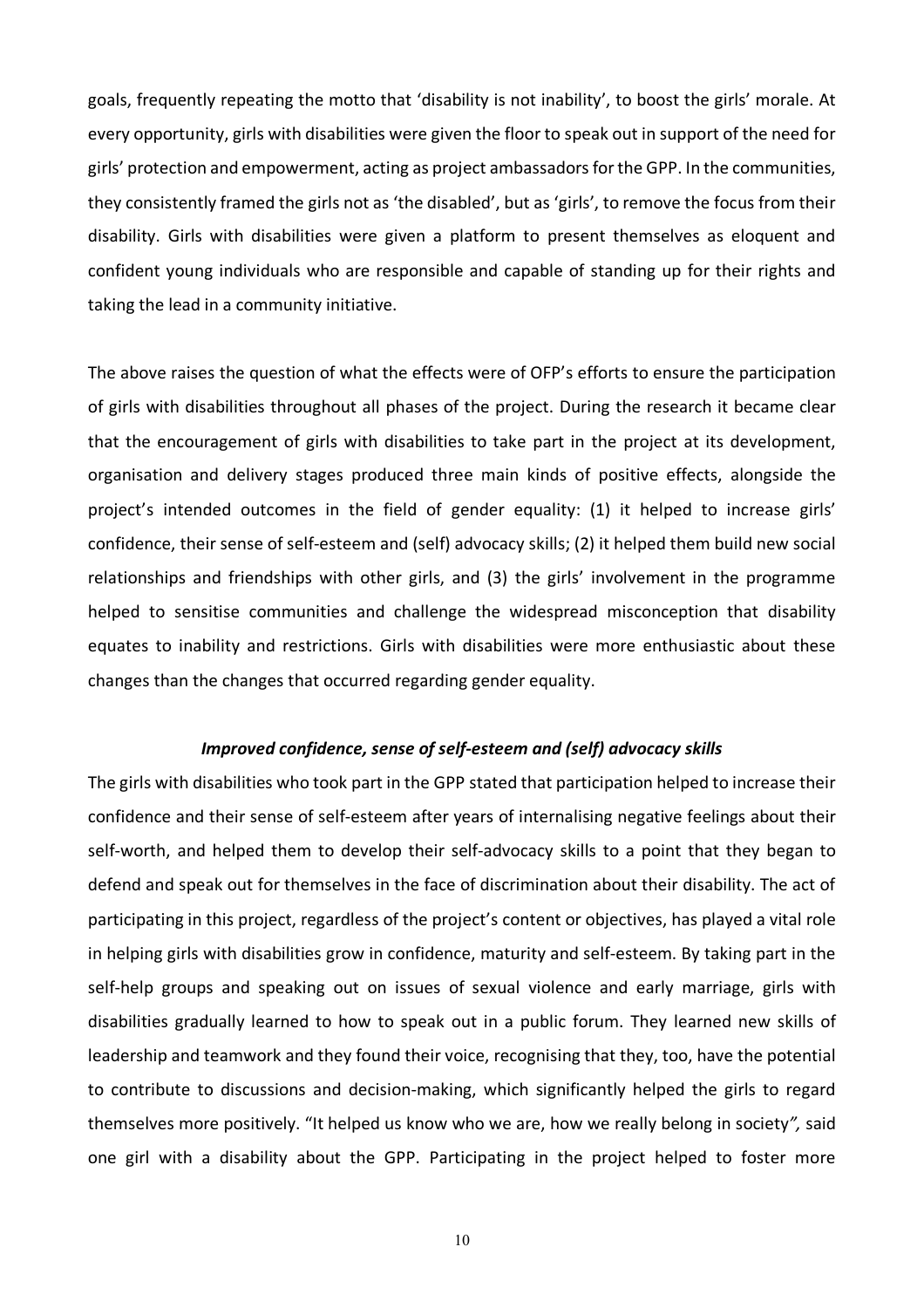goals, frequently repeating the motto that 'disability is not inability', to boost the girls' morale. At every opportunity, girls with disabilities were given the floor to speak out in support of the need for girls' protection and empowerment, acting as project ambassadors for the GPP. In the communities, they consistently framed the girls not as 'the disabled', but as 'girls', to remove the focus from their disability. Girls with disabilities were given a platform to present themselves as eloquent and confident young individuals who are responsible and capable of standing up for their rights and taking the lead in a community initiative.

The above raises the question of what the effects were of OFP's efforts to ensure the participation of girls with disabilities throughout all phases of the project. During the research it became clear that the encouragement of girls with disabilities to take part in the project at its development, organisation and delivery stages produced three main kinds of positive effects, alongside the project's intended outcomes in the field of gender equality: (1) it helped to increase girls' confidence, their sense of self-esteem and (self) advocacy skills; (2) it helped them build new social relationships and friendships with other girls, and (3) the girls' involvement in the programme helped to sensitise communities and challenge the widespread misconception that disability equates to inability and restrictions. Girls with disabilities were more enthusiastic about these changes than the changes that occurred regarding gender equality.

### *Improved confidence, sense of self-esteem and (self) advocacy skills*

The girls with disabilities who took part in the GPP stated that participation helped to increase their confidence and their sense of self-esteem after years of internalising negative feelings about their self-worth, and helped them to develop their self-advocacy skills to a point that they began to defend and speak out for themselves in the face of discrimination about their disability. The act of participating in this project, regardless of the project's content or objectives, has played a vital role in helping girls with disabilities grow in confidence, maturity and self-esteem. By taking part in the self-help groups and speaking out on issues of sexual violence and early marriage, girls with disabilities gradually learned to how to speak out in a public forum. They learned new skills of leadership and teamwork and they found their voice, recognising that they, too, have the potential to contribute to discussions and decision-making, which significantly helped the girls to regard themselves more positively. "It helped us know who we are, how we really belong in society*",* said one girl with a disability about the GPP. Participating in the project helped to foster more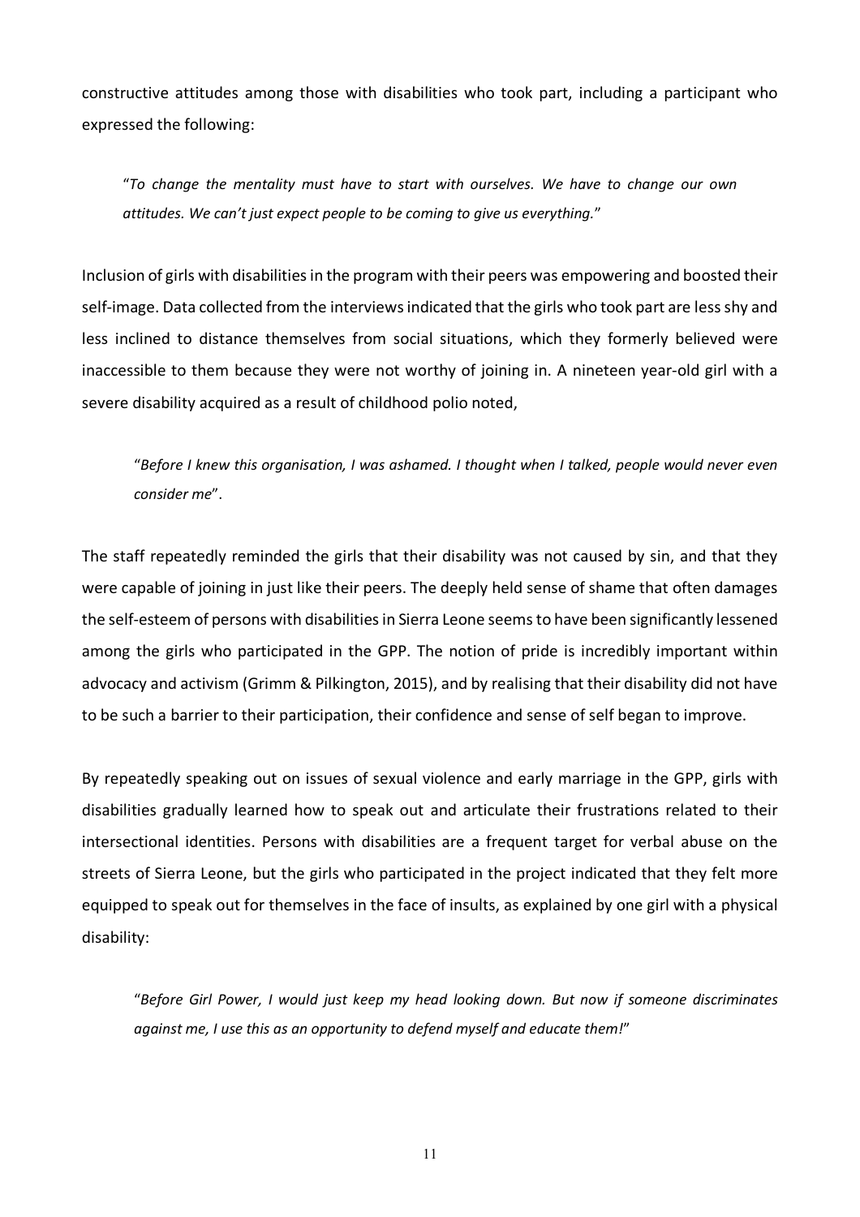constructive attitudes among those with disabilities who took part, including a participant who expressed the following:

> "*To change the mentality must have to start with ourselves. We have to change our own attitudes. We can't just expect people to be coming to give us everything.*"

Inclusion of girls with disabilities in the program with their peers was empowering and boosted their self-image. Data collected from the interviews indicated that the girls who took part are less shy and less inclined to distance themselves from social situations, which they formerly believed were inaccessible to them because they were not worthy of joining in. A nineteen year-old girl with a severe disability acquired as a result of childhood polio noted,

> "*Before I knew this organisation, I was ashamed. I thought when I talked, people would never even consider me*".

The staff repeatedly reminded the girls that their disability was not caused by sin, and that they were capable of joining in just like their peers. The deeply held sense of shame that often damages the self-esteem of persons with disabilities in Sierra Leone seems to have been significantly lessened among the girls who participated in the GPP. The notion of pride is incredibly important within advocacy and activism (Grimm & Pilkington, 2015), and by realising that their disability did not have to be such a barrier to their participation, their confidence and sense of self began to improve.

By repeatedly speaking out on issues of sexual violence and early marriage in the GPP, girls with disabilities gradually learned how to speak out and articulate their frustrations related to their intersectional identities. Persons with disabilities are a frequent target for verbal abuse on the streets of Sierra Leone, but the girls who participated in the project indicated that they felt more equipped to speak out for themselves in the face of insults, as explained by one girl with a physical disability:

> "*Before Girl Power, I would just keep my head looking down. But now if someone discriminates against me, I use this as an opportunity to defend myself and educate them!*"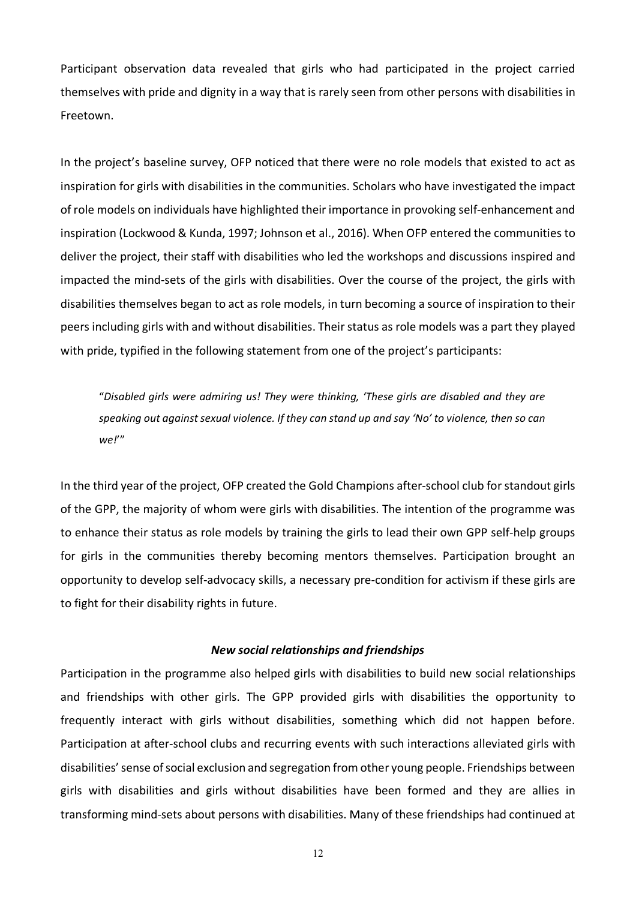Participant observation data revealed that girls who had participated in the project carried themselves with pride and dignity in a way that is rarely seen from other persons with disabilities in Freetown.

In the project's baseline survey, OFP noticed that there were no role models that existed to act as inspiration for girls with disabilities in the communities. Scholars who have investigated the impact of role models on individuals have highlighted their importance in provoking self-enhancement and inspiration (Lockwood & Kunda, 1997; Johnson et al., 2016). When OFP entered the communities to deliver the project, their staff with disabilities who led the workshops and discussions inspired and impacted the mind-sets of the girls with disabilities. Over the course of the project, the girls with disabilities themselves began to act as role models, in turn becoming a source of inspiration to their peers including girls with and without disabilities. Their status as role models was a part they played with pride, typified in the following statement from one of the project's participants:

> "*Disabled girls were admiring us! They were thinking, 'These girls are disabled and they are speaking out against sexual violence. If they can stand up and say 'No' to violence, then so can we!'*"

In the third year of the project, OFP created the Gold Champions after-school club for standout girls of the GPP, the majority of whom were girls with disabilities. The intention of the programme was to enhance their status as role models by training the girls to lead their own GPP self-help groups for girls in the communities thereby becoming mentors themselves. Participation brought an opportunity to develop self-advocacy skills, a necessary pre-condition for activism if these girls are to fight for their disability rights in future.

### *New social relationships and friendships*

Participation in the programme also helped girls with disabilities to build new social relationships and friendships with other girls. The GPP provided girls with disabilities the opportunity to frequently interact with girls without disabilities, something which did not happen before. Participation at after-school clubs and recurring events with such interactions alleviated girls with disabilities' sense of social exclusion and segregation from other young people. Friendships between girls with disabilities and girls without disabilities have been formed and they are allies in transforming mind-sets about persons with disabilities. Many of these friendships had continued at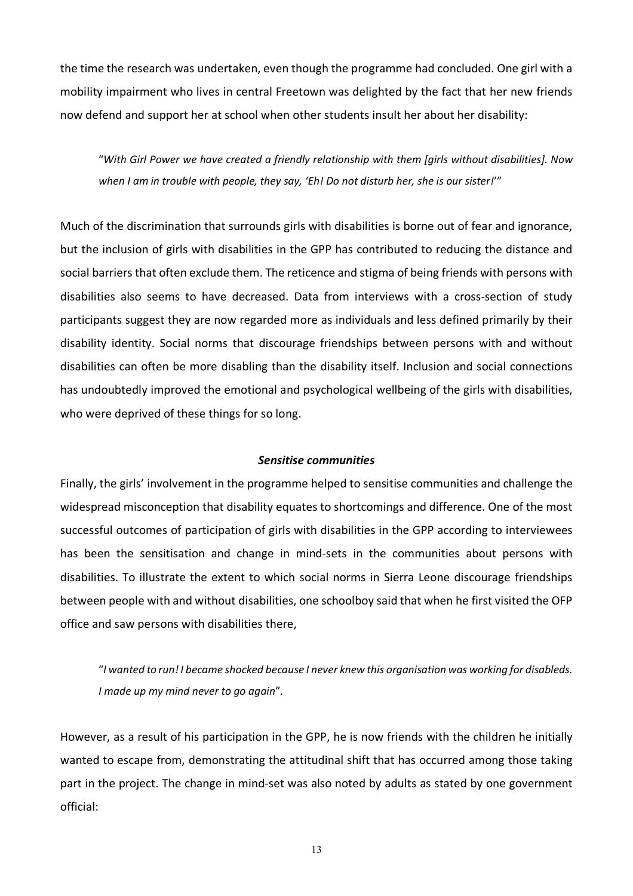the time the research was undertaken, even though the programme had concluded. One girl with a mobility impairment who lives in central Freetown was delighted by the fact that her new friends now defend and support her at school when other students insult her about her disability:

> "*With Girl Power we have created a friendly relationship with them [girls without disabilities]. Now when I am in trouble with people, they say, 'Eh! Do not disturb her, she is our sister!'*"

Much of the discrimination that surrounds girls with disabilities is borne out of fear and ignorance, but the inclusion of girls with disabilities in the GPP has contributed to reducing the distance and social barriers that often exclude them. The reticence and stigma of being friends with persons with disabilities also seems to have decreased. Data from interviews with a cross-section of study participants suggest they are now regarded more as individuals and less defined primarily by their disability identity. Social norms that discourage friendships between persons with and without disabilities can often be more disabling than the disability itself. Inclusion and social connections has undoubtedly improved the emotional and psychological wellbeing of the girls with disabilities, who were deprived of these things for so long.

### ***Sensitise communities***

Finally, the girls' involvement in the programme helped to sensitise communities and challenge the widespread misconception that disability equates to shortcomings and difference. One of the most successful outcomes of participation of girls with disabilities in the GPP according to interviewees has been the sensitisation and change in mind-sets in the communities about persons with disabilities. To illustrate the extent to which social norms in Sierra Leone discourage friendships between people with and without disabilities, one schoolboy said that when he first visited the OFP office and saw persons with disabilities there,

> "*I wanted to run! I became shocked because I never knew this organisation was working for disableds. I made up my mind never to go again*".

However, as a result of his participation in the GPP, he is now friends with the children he initially wanted to escape from, demonstrating the attitudinal shift that has occurred among those taking part in the project. The change in mind-set was also noted by adults as stated by one government official: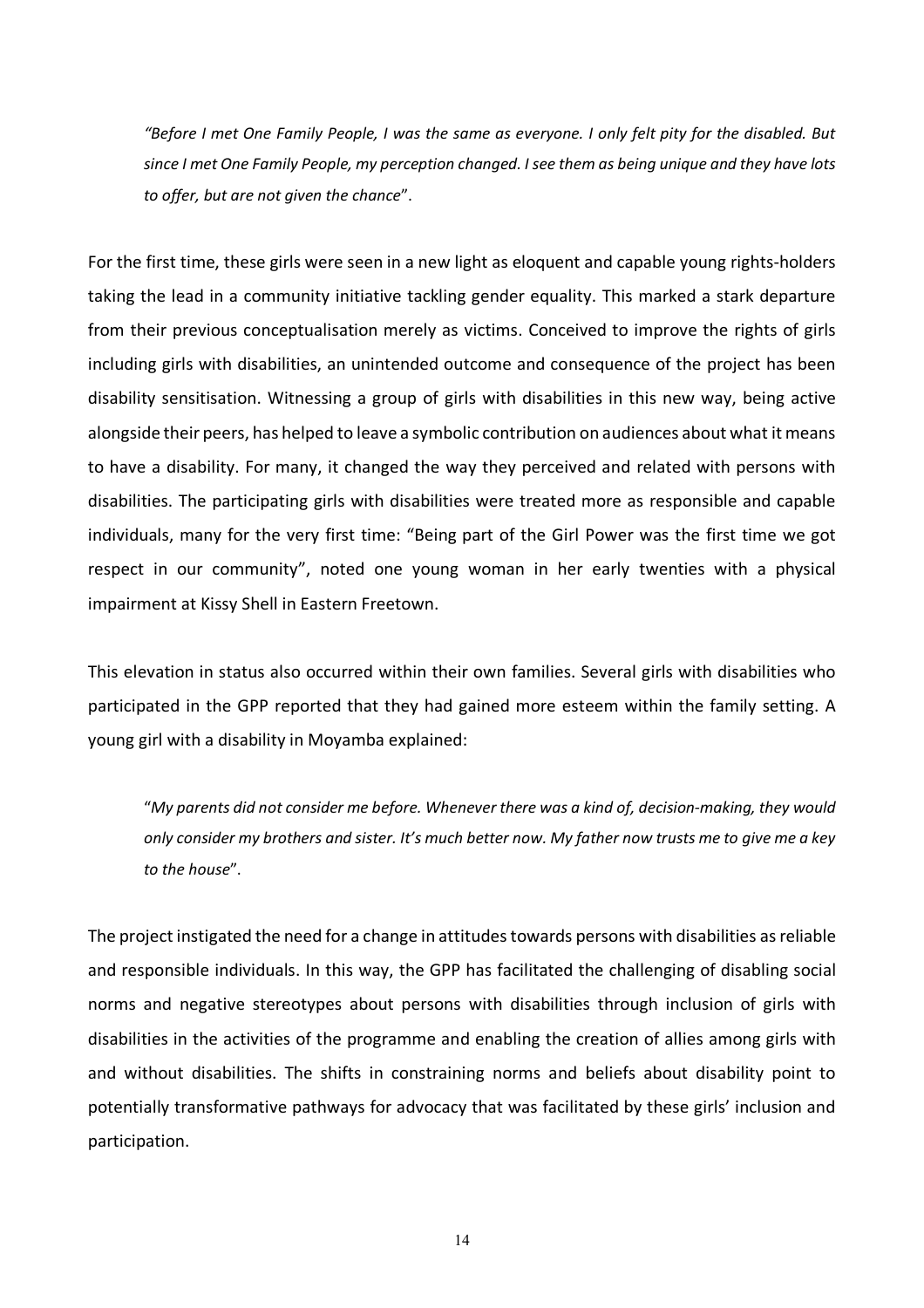> *"Before I met One Family People, I was the same as everyone. I only felt pity for the disabled. But since I met One Family People, my perception changed. I see them as being unique and they have lots to offer, but are not given the chance*".

For the first time, these girls were seen in a new light as eloquent and capable young rights-holders taking the lead in a community initiative tackling gender equality. This marked a stark departure from their previous conceptualisation merely as victims. Conceived to improve the rights of girls including girls with disabilities, an unintended outcome and consequence of the project has been disability sensitisation. Witnessing a group of girls with disabilities in this new way, being active alongside their peers, has helped to leave a symbolic contribution on audiences about what it means to have a disability. For many, it changed the way they perceived and related with persons with disabilities. The participating girls with disabilities were treated more as responsible and capable individuals, many for the very first time: "Being part of the Girl Power was the first time we got respect in our community", noted one young woman in her early twenties with a physical impairment at Kissy Shell in Eastern Freetown.

This elevation in status also occurred within their own families. Several girls with disabilities who participated in the GPP reported that they had gained more esteem within the family setting. A young girl with a disability in Moyamba explained:

> "*My parents did not consider me before. Whenever there was a kind of, decision-making, they would only consider my brothers and sister. It's much better now. My father now trusts me to give me a key to the house*".

The project instigated the need for a change in attitudes towards persons with disabilities as reliable and responsible individuals. In this way, the GPP has facilitated the challenging of disabling social norms and negative stereotypes about persons with disabilities through inclusion of girls with disabilities in the activities of the programme and enabling the creation of allies among girls with and without disabilities. The shifts in constraining norms and beliefs about disability point to potentially transformative pathways for advocacy that was facilitated by these girls' inclusion and participation.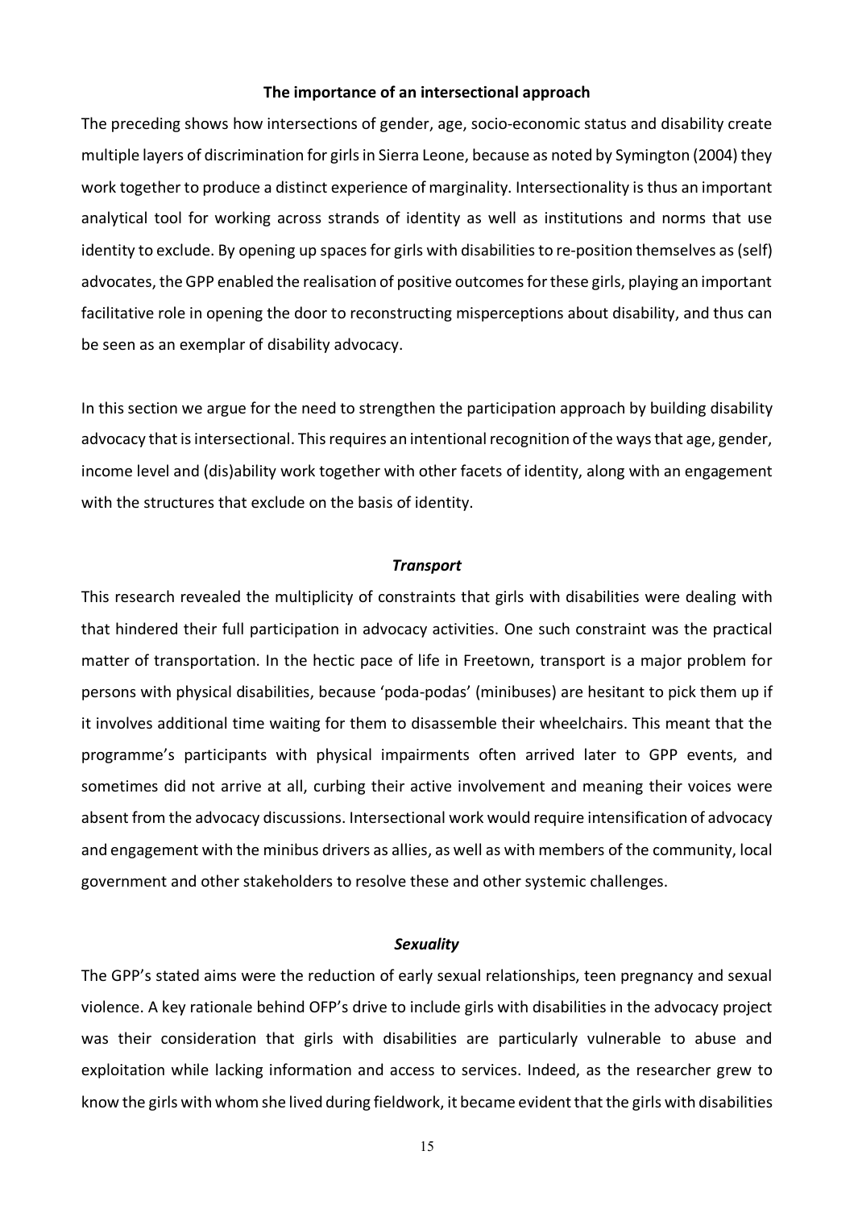## The importance of an intersectional approach

The preceding shows how intersections of gender, age, socio-economic status and disability create multiple layers of discrimination for girls in Sierra Leone, because as noted by Symington (2004) they work together to produce a distinct experience of marginality. Intersectionality is thus an important analytical tool for working across strands of identity as well as institutions and norms that use identity to exclude. By opening up spaces for girls with disabilities to re-position themselves as (self) advocates, the GPP enabled the realisation of positive outcomes for these girls, playing an important facilitative role in opening the door to reconstructing misperceptions about disability, and thus can be seen as an exemplar of disability advocacy.

In this section we argue for the need to strengthen the participation approach by building disability advocacy that is intersectional. This requires an intentional recognition of the ways that age, gender, income level and (dis)ability work together with other facets of identity, along with an engagement with the structures that exclude on the basis of identity.

### *Transport*

This research revealed the multiplicity of constraints that girls with disabilities were dealing with that hindered their full participation in advocacy activities. One such constraint was the practical matter of transportation. In the hectic pace of life in Freetown, transport is a major problem for persons with physical disabilities, because 'poda-podas' (minibuses) are hesitant to pick them up if it involves additional time waiting for them to disassemble their wheelchairs. This meant that the programme's participants with physical impairments often arrived later to GPP events, and sometimes did not arrive at all, curbing their active involvement and meaning their voices were absent from the advocacy discussions. Intersectional work would require intensification of advocacy and engagement with the minibus drivers as allies, as well as with members of the community, local government and other stakeholders to resolve these and other systemic challenges.

### *Sexuality*

The GPP's stated aims were the reduction of early sexual relationships, teen pregnancy and sexual violence. A key rationale behind OFP's drive to include girls with disabilities in the advocacy project was their consideration that girls with disabilities are particularly vulnerable to abuse and exploitation while lacking information and access to services. Indeed, as the researcher grew to know the girls with whom she lived during fieldwork, it became evident that the girls with disabilities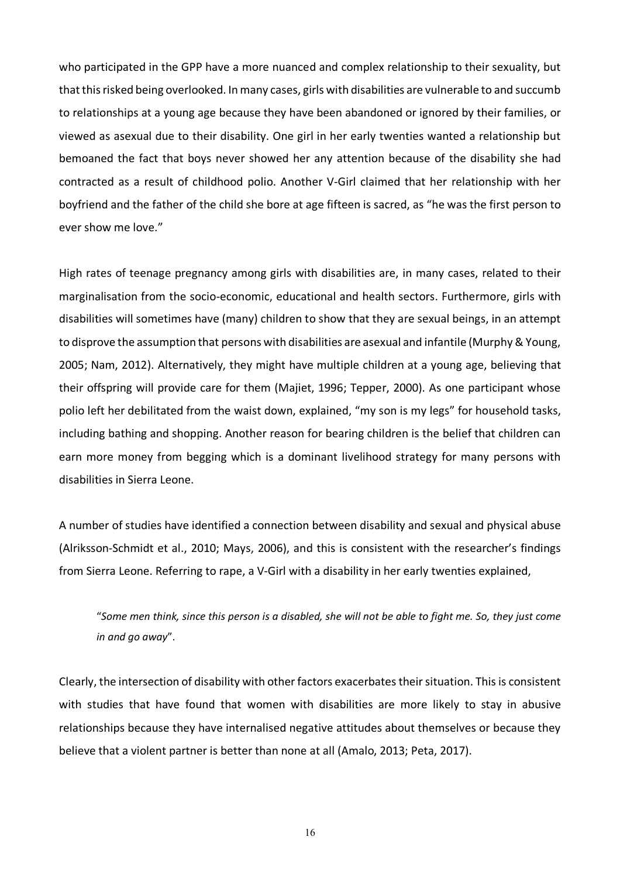who participated in the GPP have a more nuanced and complex relationship to their sexuality, but that this risked being overlooked. In many cases, girls with disabilities are vulnerable to and succumb to relationships at a young age because they have been abandoned or ignored by their families, or viewed as asexual due to their disability. One girl in her early twenties wanted a relationship but bemoaned the fact that boys never showed her any attention because of the disability she had contracted as a result of childhood polio. Another V-Girl claimed that her relationship with her boyfriend and the father of the child she bore at age fifteen is sacred, as "he was the first person to ever show me love."

High rates of teenage pregnancy among girls with disabilities are, in many cases, related to their marginalisation from the socio-economic, educational and health sectors. Furthermore, girls with disabilities will sometimes have (many) children to show that they are sexual beings, in an attempt to disprove the assumption that persons with disabilities are asexual and infantile (Murphy & Young, 2005; Nam, 2012). Alternatively, they might have multiple children at a young age, believing that their offspring will provide care for them (Majiet, 1996; Tepper, 2000). As one participant whose polio left her debilitated from the waist down, explained, "my son is my legs" for household tasks, including bathing and shopping. Another reason for bearing children is the belief that children can earn more money from begging which is a dominant livelihood strategy for many persons with disabilities in Sierra Leone.

A number of studies have identified a connection between disability and sexual and physical abuse (Alriksson-Schmidt et al., 2010; Mays, 2006), and this is consistent with the researcher's findings from Sierra Leone. Referring to rape, a V-Girl with a disability in her early twenties explained,

> "*Some men think, since this person is a disabled, she will not be able to fight me. So, they just come in and go away*".

Clearly, the intersection of disability with other factors exacerbates their situation. This is consistent with studies that have found that women with disabilities are more likely to stay in abusive relationships because they have internalised negative attitudes about themselves or because they believe that a violent partner is better than none at all (Amalo, 2013; Peta, 2017).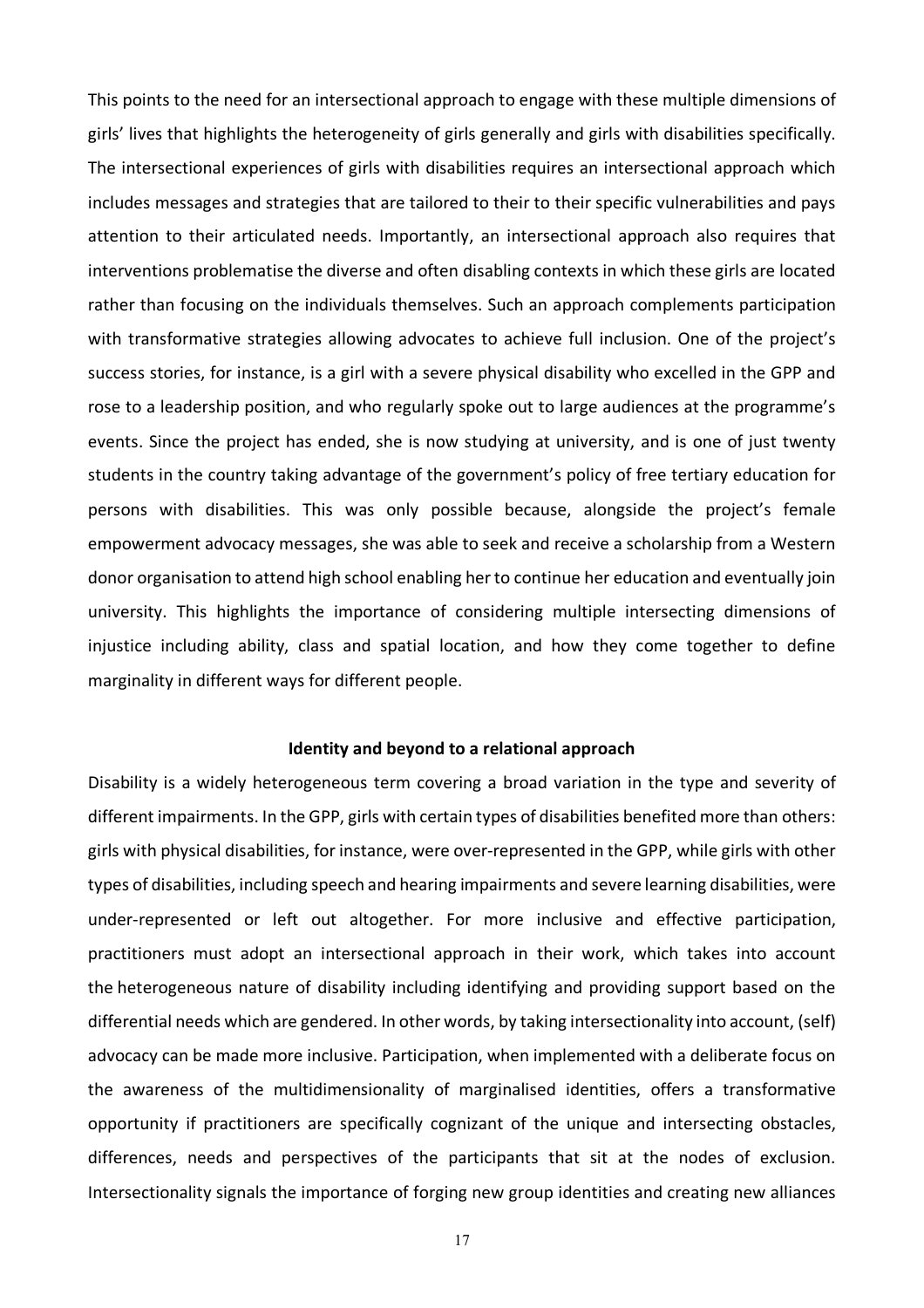This points to the need for an intersectional approach to engage with these multiple dimensions of girls' lives that highlights the heterogeneity of girls generally and girls with disabilities specifically. The intersectional experiences of girls with disabilities requires an intersectional approach which includes messages and strategies that are tailored to their to their specific vulnerabilities and pays attention to their articulated needs. Importantly, an intersectional approach also requires that interventions problematise the diverse and often disabling contexts in which these girls are located rather than focusing on the individuals themselves. Such an approach complements participation with transformative strategies allowing advocates to achieve full inclusion. One of the project's success stories, for instance, is a girl with a severe physical disability who excelled in the GPP and rose to a leadership position, and who regularly spoke out to large audiences at the programme's events. Since the project has ended, she is now studying at university, and is one of just twenty students in the country taking advantage of the government's policy of free tertiary education for persons with disabilities. This was only possible because, alongside the project's female empowerment advocacy messages, she was able to seek and receive a scholarship from a Western donor organisation to attend high school enabling her to continue her education and eventually join university. This highlights the importance of considering multiple intersecting dimensions of injustice including ability, class and spatial location, and how they come together to define marginality in different ways for different people.

## Identity and beyond to a relational approach

Disability is a widely heterogeneous term covering a broad variation in the type and severity of different impairments. In the GPP, girls with certain types of disabilities benefited more than others: girls with physical disabilities, for instance, were over-represented in the GPP, while girls with other types of disabilities, including speech and hearing impairments and severe learning disabilities, were under-represented or left out altogether. For more inclusive and effective participation, practitioners must adopt an intersectional approach in their work, which takes into account the heterogeneous nature of disability including identifying and providing support based on the differential needs which are gendered. In other words, by taking intersectionality into account, (self) advocacy can be made more inclusive. Participation, when implemented with a deliberate focus on the awareness of the multidimensionality of marginalised identities, offers a transformative opportunity if practitioners are specifically cognizant of the unique and intersecting obstacles, differences, needs and perspectives of the participants that sit at the nodes of exclusion. Intersectionality signals the importance of forging new group identities and creating new alliances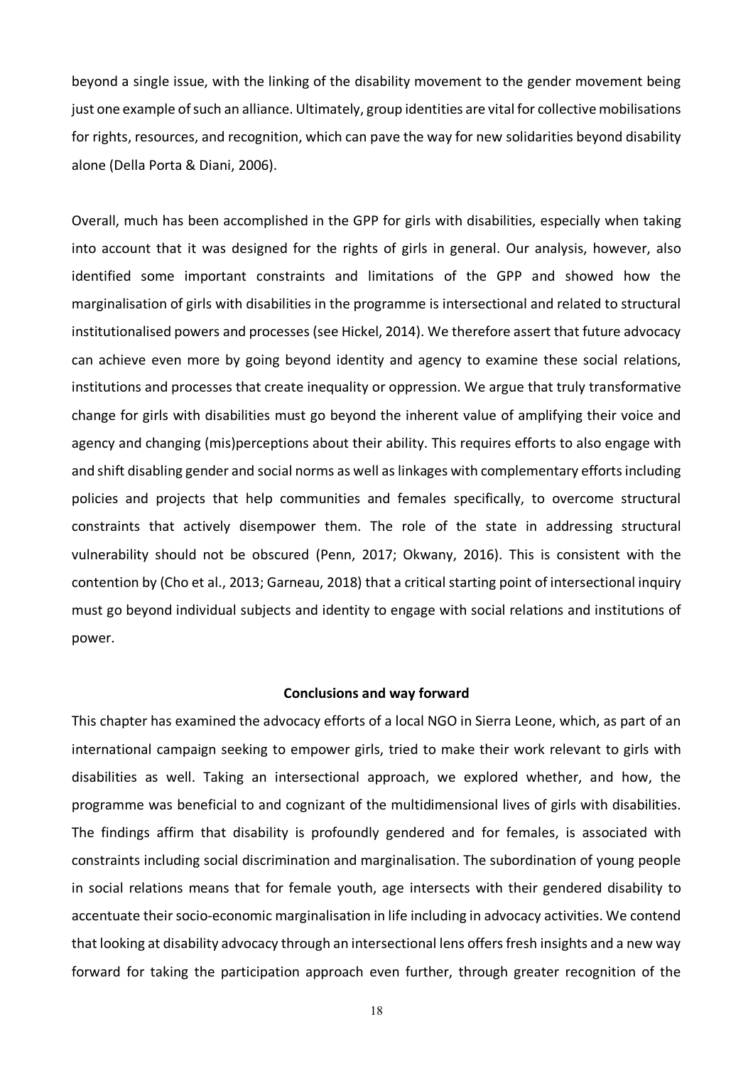beyond a single issue, with the linking of the disability movement to the gender movement being just one example of such an alliance. Ultimately, group identities are vital for collective mobilisations for rights, resources, and recognition, which can pave the way for new solidarities beyond disability alone (Della Porta & Diani, 2006).

Overall, much has been accomplished in the GPP for girls with disabilities, especially when taking into account that it was designed for the rights of girls in general. Our analysis, however, also identified some important constraints and limitations of the GPP and showed how the marginalisation of girls with disabilities in the programme is intersectional and related to structural institutionalised powers and processes (see Hickel, 2014). We therefore assert that future advocacy can achieve even more by going beyond identity and agency to examine these social relations, institutions and processes that create inequality or oppression. We argue that truly transformative change for girls with disabilities must go beyond the inherent value of amplifying their voice and agency and changing (mis)perceptions about their ability. This requires efforts to also engage with and shift disabling gender and social norms as well as linkages with complementary efforts including policies and projects that help communities and females specifically, to overcome structural constraints that actively disempower them. The role of the state in addressing structural vulnerability should not be obscured (Penn, 2017; Okwany, 2016). This is consistent with the contention by (Cho et al., 2013; Garneau, 2018) that a critical starting point of intersectional inquiry must go beyond individual subjects and identity to engage with social relations and institutions of power.

## Conclusions and way forward

This chapter has examined the advocacy efforts of a local NGO in Sierra Leone, which, as part of an international campaign seeking to empower girls, tried to make their work relevant to girls with disabilities as well. Taking an intersectional approach, we explored whether, and how, the programme was beneficial to and cognizant of the multidimensional lives of girls with disabilities. The findings affirm that disability is profoundly gendered and for females, is associated with constraints including social discrimination and marginalisation. The subordination of young people in social relations means that for female youth, age intersects with their gendered disability to accentuate their socio-economic marginalisation in life including in advocacy activities. We contend that looking at disability advocacy through an intersectional lens offers fresh insights and a new way forward for taking the participation approach even further, through greater recognition of the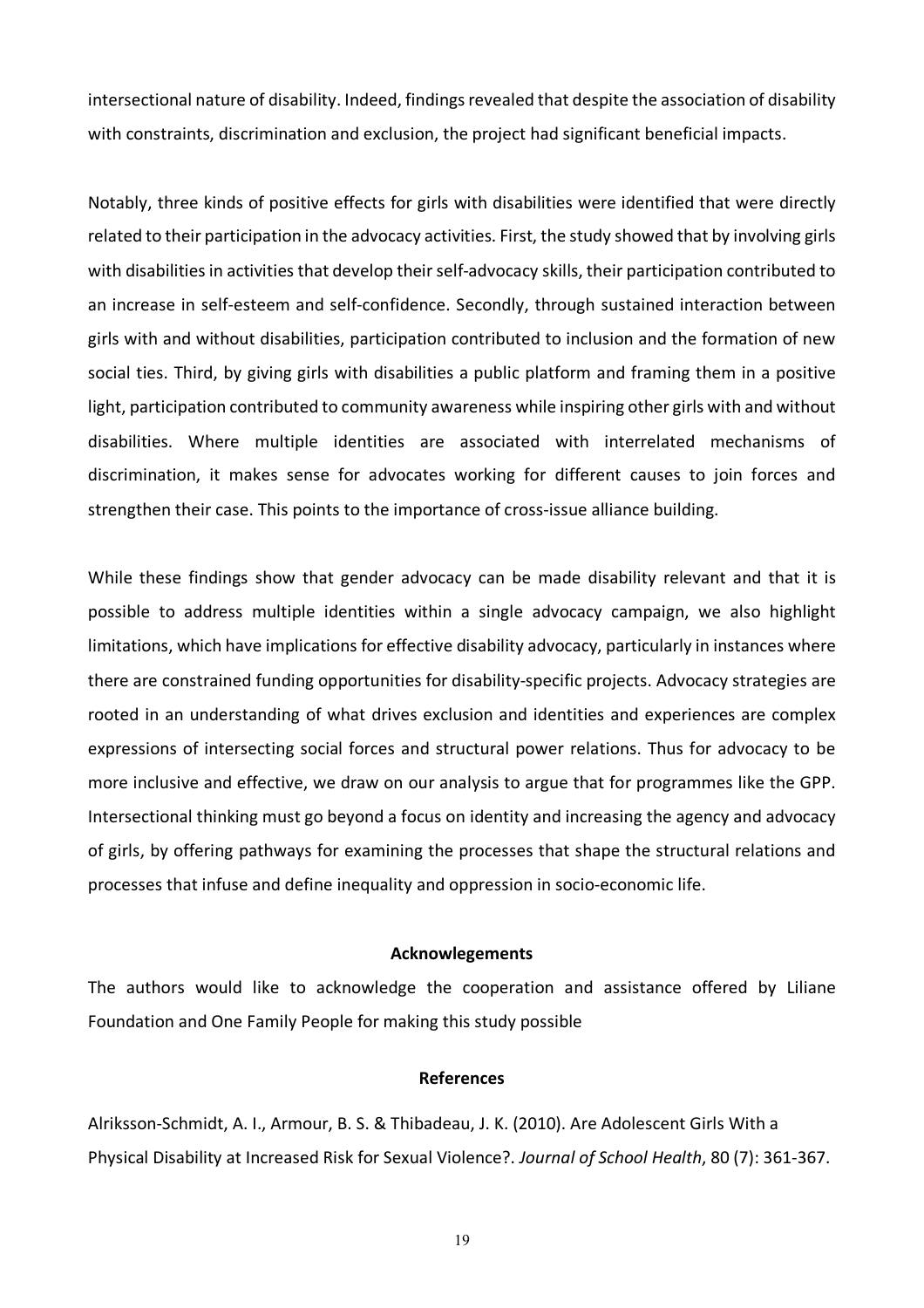intersectional nature of disability. Indeed, findings revealed that despite the association of disability with constraints, discrimination and exclusion, the project had significant beneficial impacts.

Notably, three kinds of positive effects for girls with disabilities were identified that were directly related to their participation in the advocacy activities. First, the study showed that by involving girls with disabilities in activities that develop their self-advocacy skills, their participation contributed to an increase in self-esteem and self-confidence. Secondly, through sustained interaction between girls with and without disabilities, participation contributed to inclusion and the formation of new social ties. Third, by giving girls with disabilities a public platform and framing them in a positive light, participation contributed to community awareness while inspiring other girls with and without disabilities. Where multiple identities are associated with interrelated mechanisms of discrimination, it makes sense for advocates working for different causes to join forces and strengthen their case. This points to the importance of cross-issue alliance building.

While these findings show that gender advocacy can be made disability relevant and that it is possible to address multiple identities within a single advocacy campaign, we also highlight limitations, which have implications for effective disability advocacy, particularly in instances where there are constrained funding opportunities for disability-specific projects. Advocacy strategies are rooted in an understanding of what drives exclusion and identities and experiences are complex expressions of intersecting social forces and structural power relations. Thus for advocacy to be more inclusive and effective, we draw on our analysis to argue that for programmes like the GPP. Intersectional thinking must go beyond a focus on identity and increasing the agency and advocacy of girls, by offering pathways for examining the processes that shape the structural relations and processes that infuse and define inequality and oppression in socio-economic life.

## Acknowlegements

The authors would like to acknowledge the cooperation and assistance offered by Liliane Foundation and One Family People for making this study possible

## References

Alriksson-Schmidt, A. I., Armour, B. S. & Thibadeau, J. K. (2010). Are Adolescent Girls With a Physical Disability at Increased Risk for Sexual Violence?. *Journal of School Health*, 80 (7): 361-367.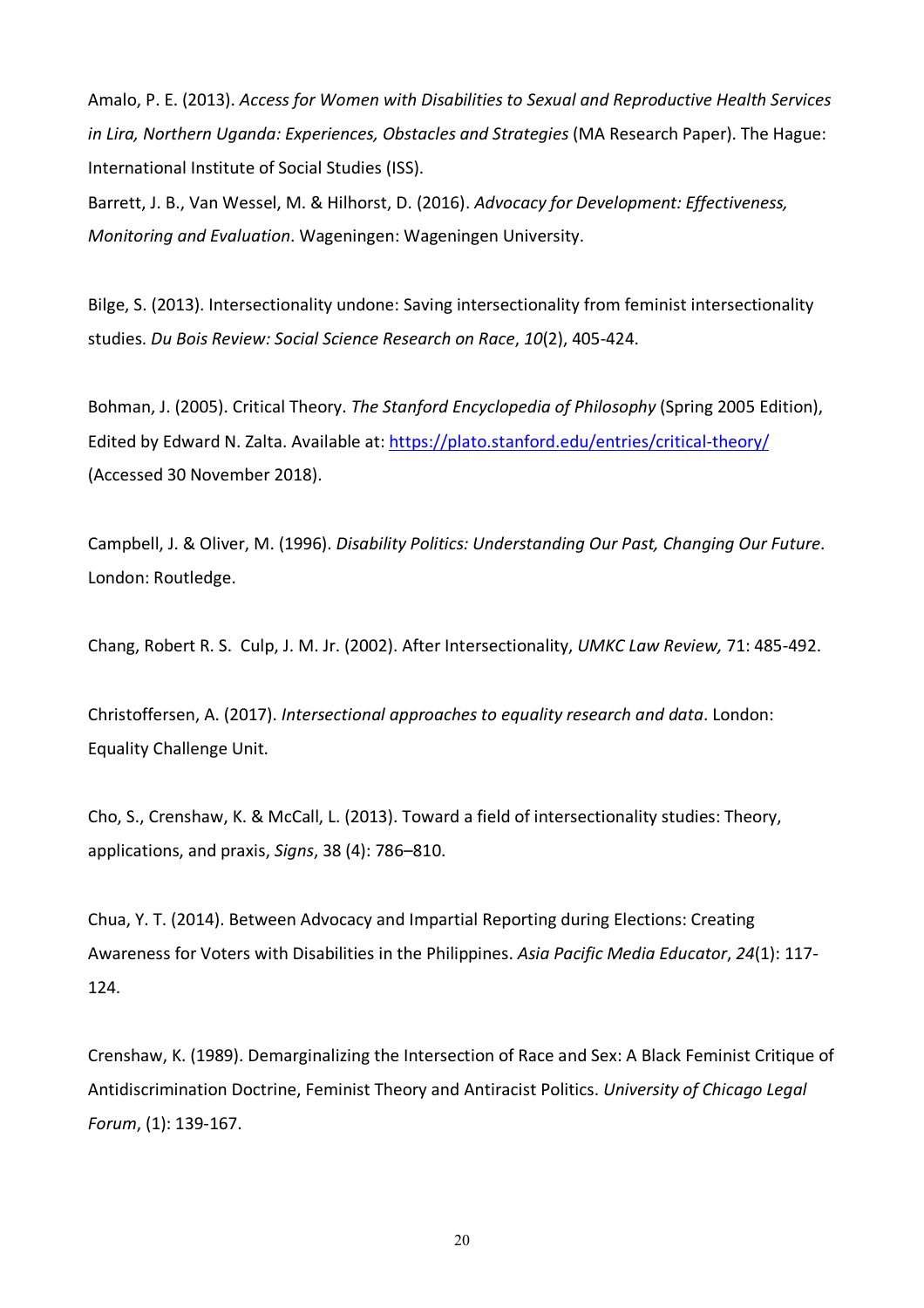Amalo, P. E. (2013). *Access for Women with Disabilities to Sexual and Reproductive Health Services in Lira, Northern Uganda: Experiences, Obstacles and Strategies* (MA Research Paper). The Hague: International Institute of Social Studies (ISS).

Barrett, J. B., Van Wessel, M. & Hilhorst, D. (2016). *Advocacy for Development: Effectiveness, Monitoring and Evaluation*. Wageningen: Wageningen University.

Bilge, S. (2013). Intersectionality undone: Saving intersectionality from feminist intersectionality studies. *Du Bois Review: Social Science Research on Race*, *10*(2), 405-424.

Bohman, J. (2005). Critical Theory. *The Stanford Encyclopedia of Philosophy* (Spring 2005 Edition), Edited by Edward N. Zalta. Available at: https://plato.stanford.edu/entries/critical-theory/ (Accessed 30 November 2018).

Campbell, J. & Oliver, M. (1996). *Disability Politics: Understanding Our Past, Changing Our Future*. London: Routledge.

Chang, Robert R. S. Culp, J. M. Jr. (2002). After Intersectionality, *UMKC Law Review,* 71: 485-492.

Christoffersen, A. (2017). *Intersectional approaches to equality research and data*. London: Equality Challenge Unit.

Cho, S., Crenshaw, K. & McCall, L. (2013). Toward a field of intersectionality studies: Theory, applications, and praxis, *Signs*, 38 (4): 786–810.

Chua, Y. T. (2014). Between Advocacy and Impartial Reporting during Elections: Creating Awareness for Voters with Disabilities in the Philippines. *Asia Pacific Media Educator*, *24*(1): 117-124.

Crenshaw, K. (1989). Demarginalizing the Intersection of Race and Sex: A Black Feminist Critique of Antidiscrimination Doctrine, Feminist Theory and Antiracist Politics. *University of Chicago Legal Forum*, (1): 139-167.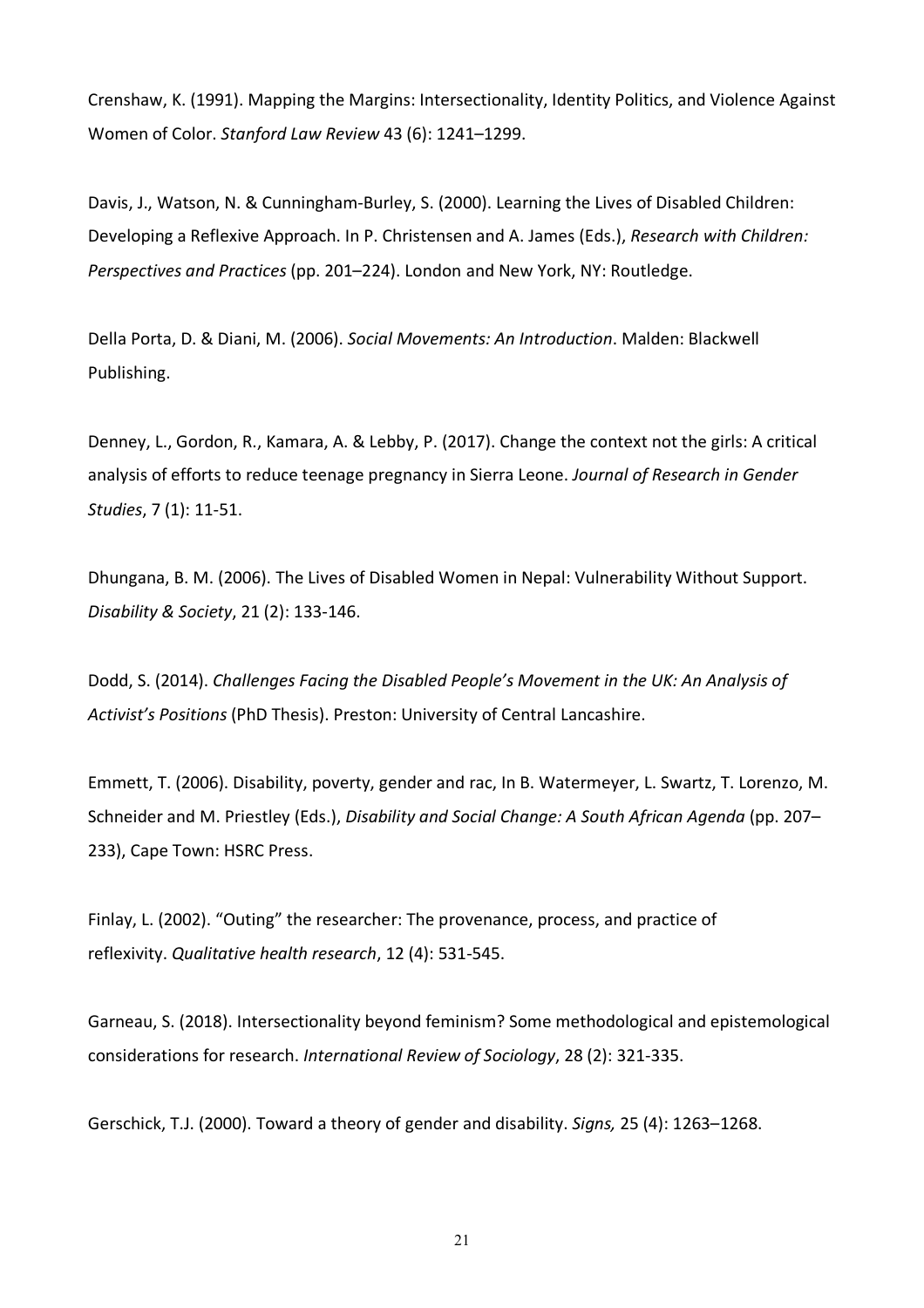Crenshaw, K. (1991). Mapping the Margins: Intersectionality, Identity Politics, and Violence Against Women of Color. *Stanford Law Review* 43 (6): 1241–1299.

Davis, J., Watson, N. & Cunningham-Burley, S. (2000). Learning the Lives of Disabled Children: Developing a Reflexive Approach. In P. Christensen and A. James (Eds.), *Research with Children: Perspectives and Practices* (pp. 201–224). London and New York, NY: Routledge.

Della Porta, D. & Diani, M. (2006). *Social Movements: An Introduction*. Malden: Blackwell Publishing.

Denney, L., Gordon, R., Kamara, A. & Lebby, P. (2017). Change the context not the girls: A critical analysis of efforts to reduce teenage pregnancy in Sierra Leone. *Journal of Research in Gender Studies*, 7 (1): 11-51.

Dhungana, B. M. (2006). The Lives of Disabled Women in Nepal: Vulnerability Without Support. *Disability & Society*, 21 (2): 133-146.

Dodd, S. (2014). *Challenges Facing the Disabled People's Movement in the UK: An Analysis of Activist's Positions* (PhD Thesis). Preston: University of Central Lancashire.

Emmett, T. (2006). Disability, poverty, gender and rac, In B. Watermeyer, L. Swartz, T. Lorenzo, M. Schneider and M. Priestley (Eds.), *Disability and Social Change: A South African Agenda* (pp. 207–233), Cape Town: HSRC Press.

Finlay, L. (2002). "Outing" the researcher: The provenance, process, and practice of reflexivity. *Qualitative health research*, 12 (4): 531-545.

Garneau, S. (2018). Intersectionality beyond feminism? Some methodological and epistemological considerations for research. *International Review of Sociology*, 28 (2): 321-335.

Gerschick, T.J. (2000). Toward a theory of gender and disability. *Signs,* 25 (4): 1263–1268.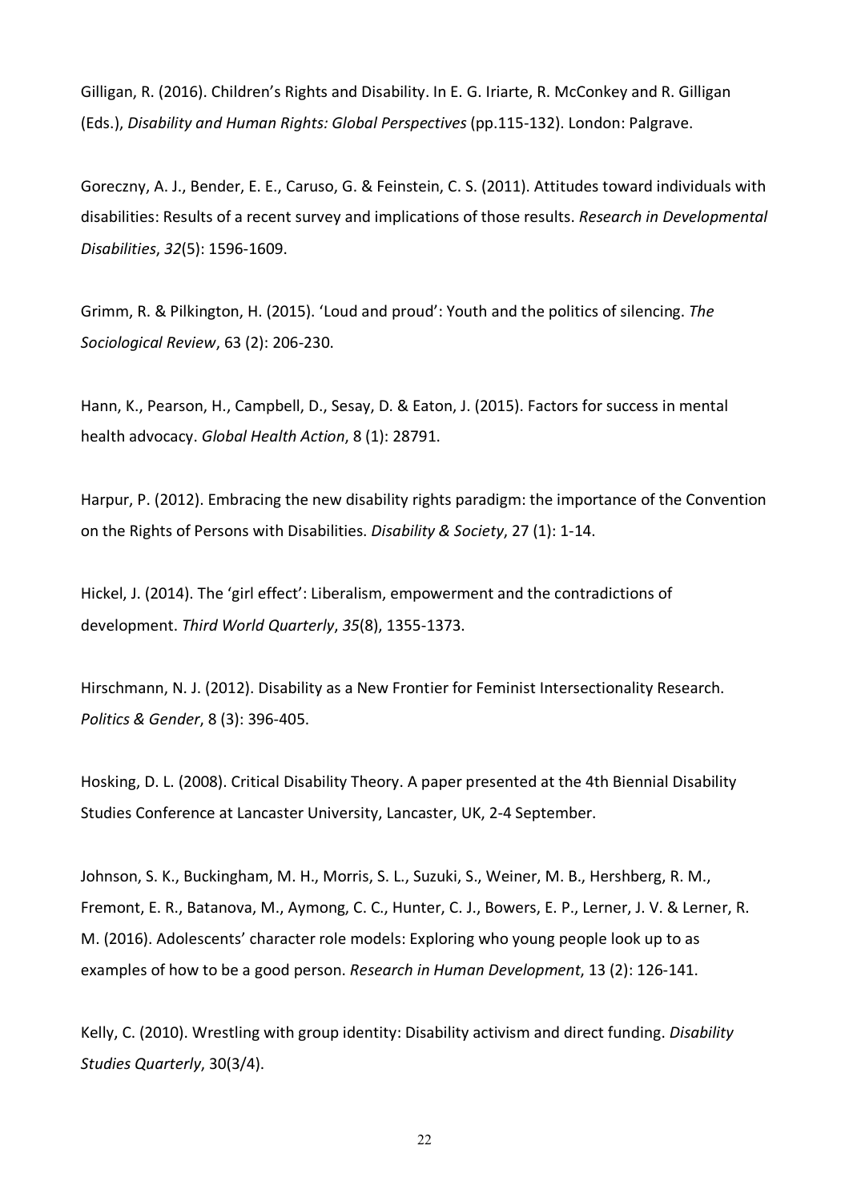Gilligan, R. (2016). Children's Rights and Disability. In E. G. Iriarte, R. McConkey and R. Gilligan (Eds.), *Disability and Human Rights: Global Perspectives* (pp.115-132). London: Palgrave.

Goreczny, A. J., Bender, E. E., Caruso, G. & Feinstein, C. S. (2011). Attitudes toward individuals with disabilities: Results of a recent survey and implications of those results. *Research in Developmental Disabilities*, *32*(5): 1596-1609.

Grimm, R. & Pilkington, H. (2015). 'Loud and proud': Youth and the politics of silencing. *The Sociological Review*, 63 (2): 206-230.

Hann, K., Pearson, H., Campbell, D., Sesay, D. & Eaton, J. (2015). Factors for success in mental health advocacy. *Global Health Action*, 8 (1): 28791.

Harpur, P. (2012). Embracing the new disability rights paradigm: the importance of the Convention on the Rights of Persons with Disabilities. *Disability & Society*, 27 (1): 1-14.

Hickel, J. (2014). The 'girl effect': Liberalism, empowerment and the contradictions of development. *Third World Quarterly*, *35*(8), 1355-1373.

Hirschmann, N. J. (2012). Disability as a New Frontier for Feminist Intersectionality Research. *Politics & Gender*, 8 (3): 396-405.

Hosking, D. L. (2008). Critical Disability Theory. A paper presented at the 4th Biennial Disability Studies Conference at Lancaster University, Lancaster, UK, 2-4 September.

Johnson, S. K., Buckingham, M. H., Morris, S. L., Suzuki, S., Weiner, M. B., Hershberg, R. M., Fremont, E. R., Batanova, M., Aymong, C. C., Hunter, C. J., Bowers, E. P., Lerner, J. V. & Lerner, R. M. (2016). Adolescents' character role models: Exploring who young people look up to as examples of how to be a good person. *Research in Human Development*, 13 (2): 126-141.

Kelly, C. (2010). Wrestling with group identity: Disability activism and direct funding. *Disability Studies Quarterly*, 30(3/4).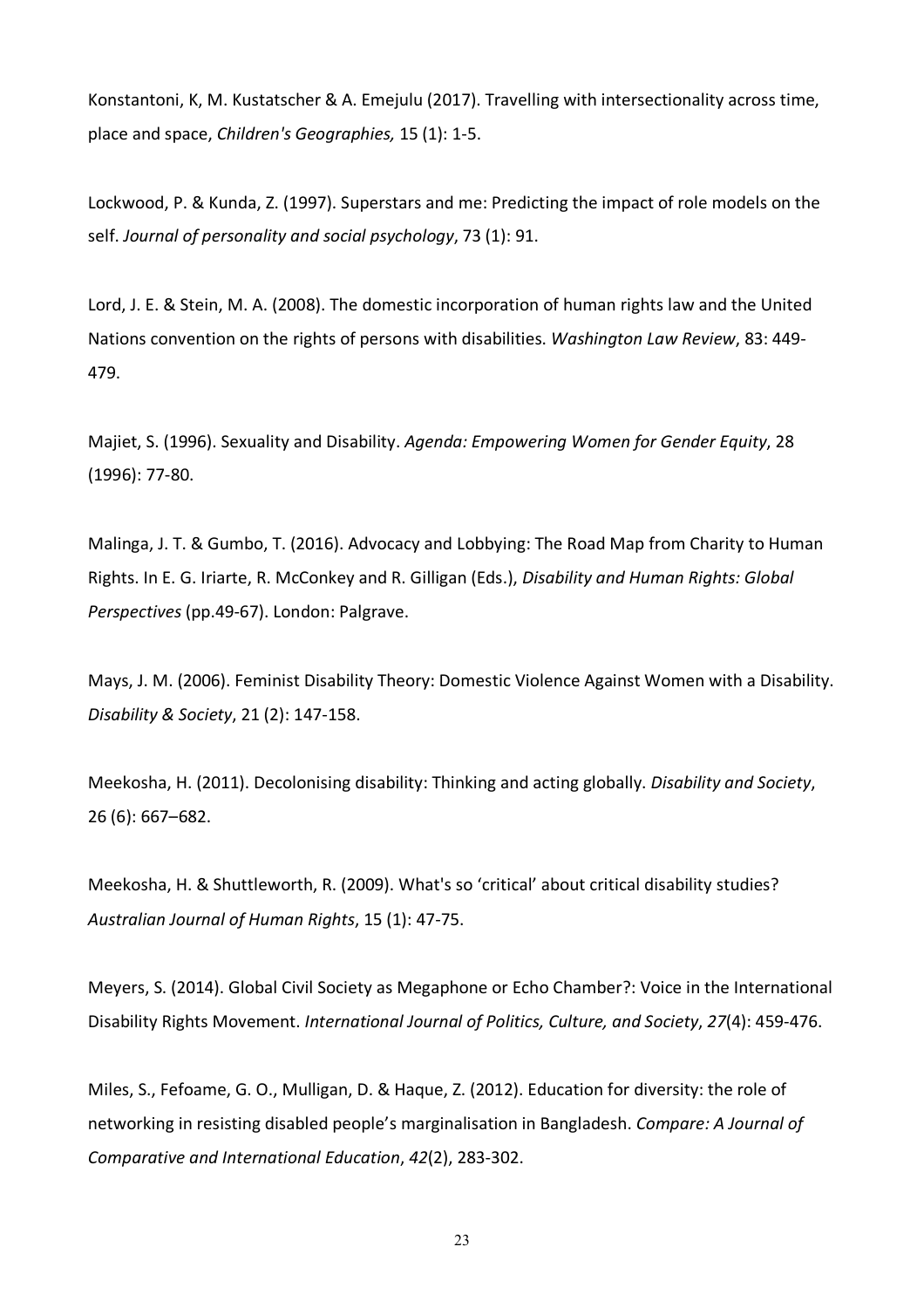Konstantoni, K, M. Kustatscher & A. Emejulu (2017). Travelling with intersectionality across time, place and space, *Children's Geographies,* 15 (1): 1-5.

Lockwood, P. & Kunda, Z. (1997). Superstars and me: Predicting the impact of role models on the self. *Journal of personality and social psychology*, 73 (1): 91.

Lord, J. E. & Stein, M. A. (2008). The domestic incorporation of human rights law and the United Nations convention on the rights of persons with disabilities. *Washington Law Review*, 83: 449-479.

Majiet, S. (1996). Sexuality and Disability. *Agenda: Empowering Women for Gender Equity*, 28 (1996): 77-80.

Malinga, J. T. & Gumbo, T. (2016). Advocacy and Lobbying: The Road Map from Charity to Human Rights. In E. G. Iriarte, R. McConkey and R. Gilligan (Eds.), *Disability and Human Rights: Global Perspectives* (pp.49-67). London: Palgrave.

Mays, J. M. (2006). Feminist Disability Theory: Domestic Violence Against Women with a Disability. *Disability & Society*, 21 (2): 147-158.

Meekosha, H. (2011). Decolonising disability: Thinking and acting globally. *Disability and Society*, 26 (6): 667–682.

Meekosha, H. & Shuttleworth, R. (2009). What's so 'critical' about critical disability studies? *Australian Journal of Human Rights*, 15 (1): 47-75.

Meyers, S. (2014). Global Civil Society as Megaphone or Echo Chamber?: Voice in the International Disability Rights Movement. *International Journal of Politics, Culture, and Society*, *27*(4): 459-476.

Miles, S., Fefoame, G. O., Mulligan, D. & Haque, Z. (2012). Education for diversity: the role of networking in resisting disabled people's marginalisation in Bangladesh. *Compare: A Journal of Comparative and International Education*, *42*(2), 283-302.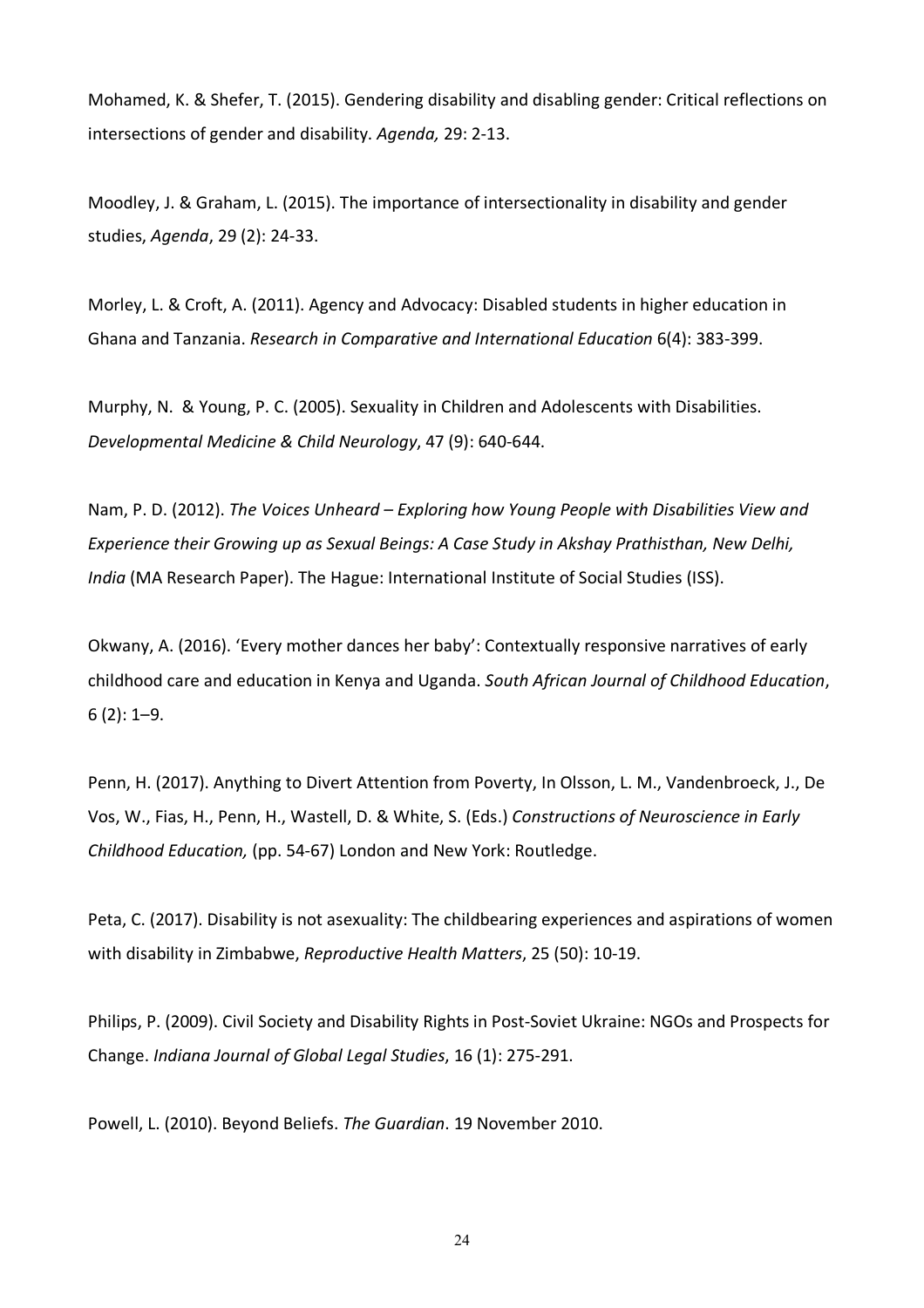Mohamed, K. & Shefer, T. (2015). Gendering disability and disabling gender: Critical reflections on intersections of gender and disability. *Agenda,* 29: 2-13.

Moodley, J. & Graham, L. (2015). The importance of intersectionality in disability and gender studies, *Agenda*, 29 (2): 24-33.

Morley, L. & Croft, A. (2011). Agency and Advocacy: Disabled students in higher education in Ghana and Tanzania. *Research in Comparative and International Education* 6(4): 383-399.

Murphy, N. & Young, P. C. (2005). Sexuality in Children and Adolescents with Disabilities. *Developmental Medicine & Child Neurology*, 47 (9): 640-644.

Nam, P. D. (2012). *The Voices Unheard – Exploring how Young People with Disabilities View and Experience their Growing up as Sexual Beings: A Case Study in Akshay Prathisthan, New Delhi, India* (MA Research Paper). The Hague: International Institute of Social Studies (ISS).

Okwany, A. (2016). 'Every mother dances her baby': Contextually responsive narratives of early childhood care and education in Kenya and Uganda. *South African Journal of Childhood Education*, 6 (2): 1–9.

Penn, H. (2017). Anything to Divert Attention from Poverty, In Olsson, L. M., Vandenbroeck, J., De Vos, W., Fias, H., Penn, H., Wastell, D. & White, S. (Eds.) *Constructions of Neuroscience in Early Childhood Education,* (pp. 54-67) London and New York: Routledge.

Peta, C. (2017). Disability is not asexuality: The childbearing experiences and aspirations of women with disability in Zimbabwe, *Reproductive Health Matters*, 25 (50): 10-19.

Philips, P. (2009). Civil Society and Disability Rights in Post-Soviet Ukraine: NGOs and Prospects for Change. *Indiana Journal of Global Legal Studies*, 16 (1): 275-291.

Powell, L. (2010). Beyond Beliefs. *The Guardian*. 19 November 2010.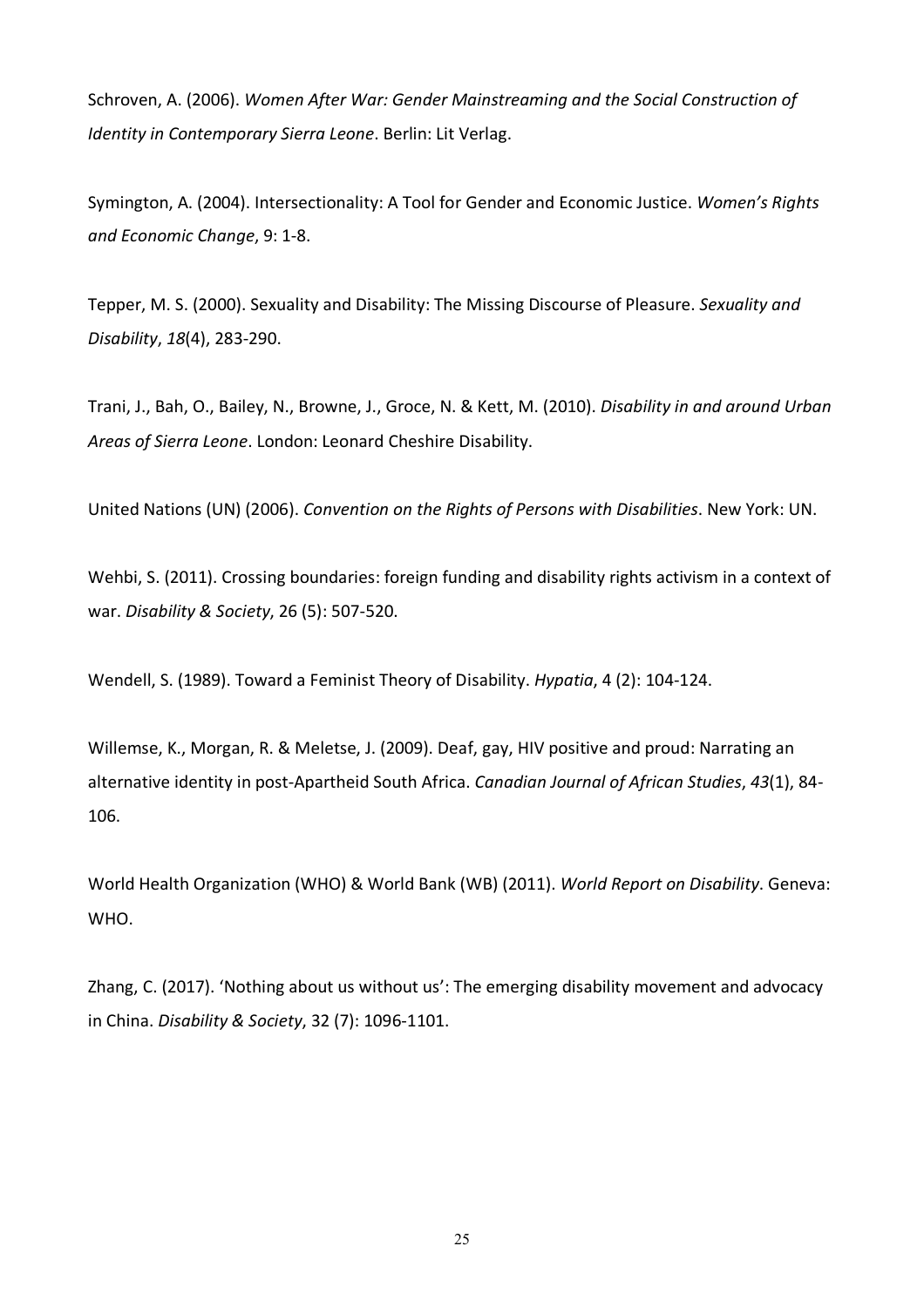Schroven, A. (2006). *Women After War: Gender Mainstreaming and the Social Construction of Identity in Contemporary Sierra Leone*. Berlin: Lit Verlag.

Symington, A. (2004). Intersectionality: A Tool for Gender and Economic Justice. *Women's Rights and Economic Change*, 9: 1-8.

Tepper, M. S. (2000). Sexuality and Disability: The Missing Discourse of Pleasure. *Sexuality and Disability*, *18*(4), 283-290.

Trani, J., Bah, O., Bailey, N., Browne, J., Groce, N. & Kett, M. (2010). *Disability in and around Urban Areas of Sierra Leone*. London: Leonard Cheshire Disability.

United Nations (UN) (2006). *Convention on the Rights of Persons with Disabilities*. New York: UN.

Wehbi, S. (2011). Crossing boundaries: foreign funding and disability rights activism in a context of war. *Disability & Society*, 26 (5): 507-520.

Wendell, S. (1989). Toward a Feminist Theory of Disability. *Hypatia*, 4 (2): 104-124.

Willemse, K., Morgan, R. & Meletse, J. (2009). Deaf, gay, HIV positive and proud: Narrating an alternative identity in post-Apartheid South Africa. *Canadian Journal of African Studies*, *43*(1), 84-106.

World Health Organization (WHO) & World Bank (WB) (2011). *World Report on Disability*. Geneva: WHO.

Zhang, C. (2017). 'Nothing about us without us': The emerging disability movement and advocacy in China. *Disability & Society*, 32 (7): 1096-1101.